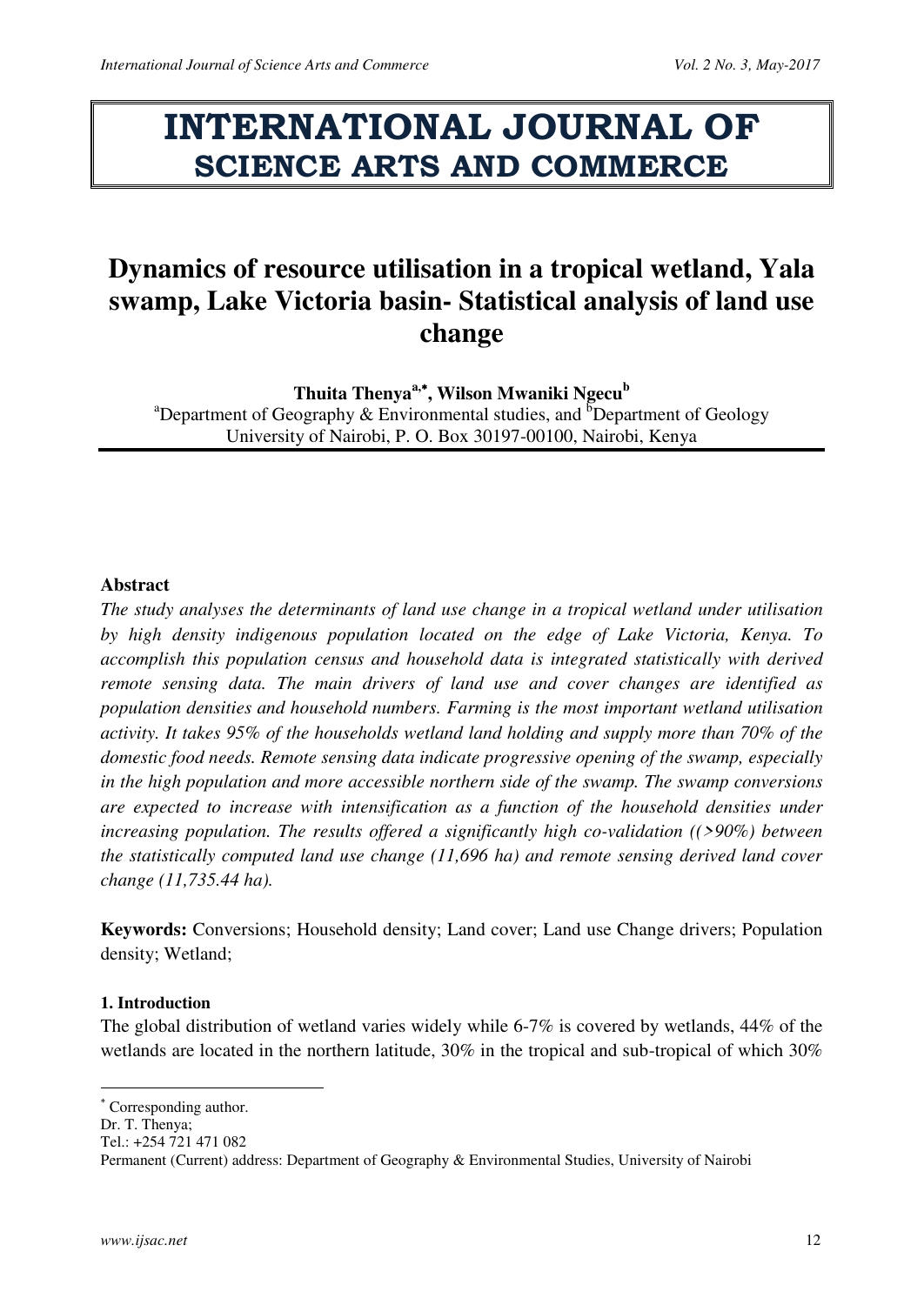# INTERNATIONAL JOURNAL OF SCIENCE ARTS AND COMMERCE

# Dynamics of resource utilisation in a tropical wetland, Yala swamp, Lake Victoria basin- Statistical analysis of land use change

**Thuita Thenya[a,*], Wilson Mwaniki Ngecu[b]**

[a]Department of Geography & Environmental studies, and [b]Department of Geology
University of Nairobi, P. O. Box 30197-00100, Nairobi, Kenya

### Abstract

*The study analyses the determinants of land use change in a tropical wetland under utilisation by high density indigenous population located on the edge of Lake Victoria, Kenya. To accomplish this population census and household data is integrated statistically with derived remote sensing data. The main drivers of land use and cover changes are identified as population densities and household numbers. Farming is the most important wetland utilisation activity. It takes 95% of the households wetland land holding and supply more than 70% of the domestic food needs. Remote sensing data indicate progressive opening of the swamp, especially in the high population and more accessible northern side of the swamp. The swamp conversions are expected to increase with intensification as a function of the household densities under increasing population. The results offered a significantly high co-validation ((>90%) between the statistically computed land use change (11,696 ha) and remote sensing derived land cover change (11,735.44 ha).*

**Keywords:** Conversions; Household density; Land cover; Land use Change drivers; Population density; Wetland;

### 1. Introduction

The global distribution of wetland varies widely while 6-7% is covered by wetlands, 44% of the wetlands are located in the northern latitude, 30% in the tropical and sub-tropical of which 30%

[*] Corresponding author.
Dr. T. Thenya;
Tel.: +254 721 471 082
Permanent (Current) address: Department of Geography & Environmental Studies, University of Nairobi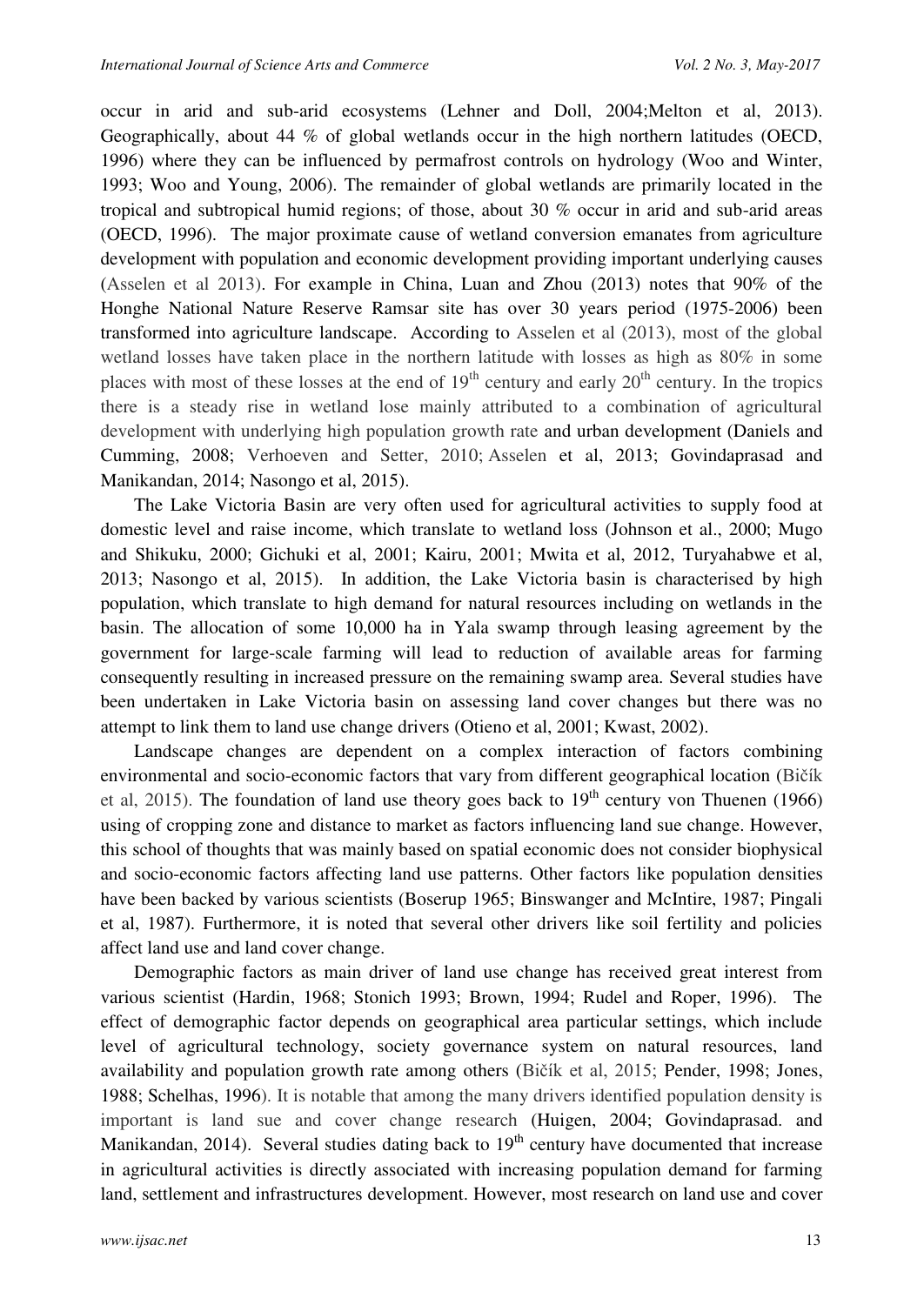occur in arid and sub-arid ecosystems (Lehner and Doll, 2004;Melton et al, 2013). Geographically, about 44 % of global wetlands occur in the high northern latitudes (OECD, 1996) where they can be influenced by permafrost controls on hydrology (Woo and Winter, 1993; Woo and Young, 2006). The remainder of global wetlands are primarily located in the tropical and subtropical humid regions; of those, about 30 % occur in arid and sub-arid areas (OECD, 1996). The major proximate cause of wetland conversion emanates from agriculture development with population and economic development providing important underlying causes (Asselen et al 2013). For example in China, Luan and Zhou (2013) notes that 90% of the Honghe National Nature Reserve Ramsar site has over 30 years period (1975-2006) been transformed into agriculture landscape. According to Asselen et al (2013), most of the global wetland losses have taken place in the northern latitude with losses as high as 80% in some places with most of these losses at the end of 19th century and early 20th century. In the tropics there is a steady rise in wetland lose mainly attributed to a combination of agricultural development with underlying high population growth rate and urban development (Daniels and Cumming, 2008; Verhoeven and Setter, 2010; Asselen et al, 2013; Govindaprasad and Manikandan, 2014; Nasongo et al, 2015).

The Lake Victoria Basin are very often used for agricultural activities to supply food at domestic level and raise income, which translate to wetland loss (Johnson et al., 2000; Mugo and Shikuku, 2000; Gichuki et al, 2001; Kairu, 2001; Mwita et al, 2012, Turyahabwe et al, 2013; Nasongo et al, 2015). In addition, the Lake Victoria basin is characterised by high population, which translate to high demand for natural resources including on wetlands in the basin. The allocation of some 10,000 ha in Yala swamp through leasing agreement by the government for large-scale farming will lead to reduction of available areas for farming consequently resulting in increased pressure on the remaining swamp area. Several studies have been undertaken in Lake Victoria basin on assessing land cover changes but there was no attempt to link them to land use change drivers (Otieno et al, 2001; Kwast, 2002).

Landscape changes are dependent on a complex interaction of factors combining environmental and socio-economic factors that vary from different geographical location (Bičík et al, 2015). The foundation of land use theory goes back to 19th century von Thuenen (1966) using of cropping zone and distance to market as factors influencing land sue change. However, this school of thoughts that was mainly based on spatial economic does not consider biophysical and socio-economic factors affecting land use patterns. Other factors like population densities have been backed by various scientists (Boserup 1965; Binswanger and McIntire, 1987; Pingali et al, 1987). Furthermore, it is noted that several other drivers like soil fertility and policies affect land use and land cover change.

Demographic factors as main driver of land use change has received great interest from various scientist (Hardin, 1968; Stonich 1993; Brown, 1994; Rudel and Roper, 1996). The effect of demographic factor depends on geographical area particular settings, which include level of agricultural technology, society governance system on natural resources, land availability and population growth rate among others (Bičík et al, 2015; Pender, 1998; Jones, 1988; Schelhas, 1996). It is notable that among the many drivers identified population density is important is land sue and cover change research (Huigen, 2004; Govindaprasad. and Manikandan, 2014). Several studies dating back to 19th century have documented that increase in agricultural activities is directly associated with increasing population demand for farming land, settlement and infrastructures development. However, most research on land use and cover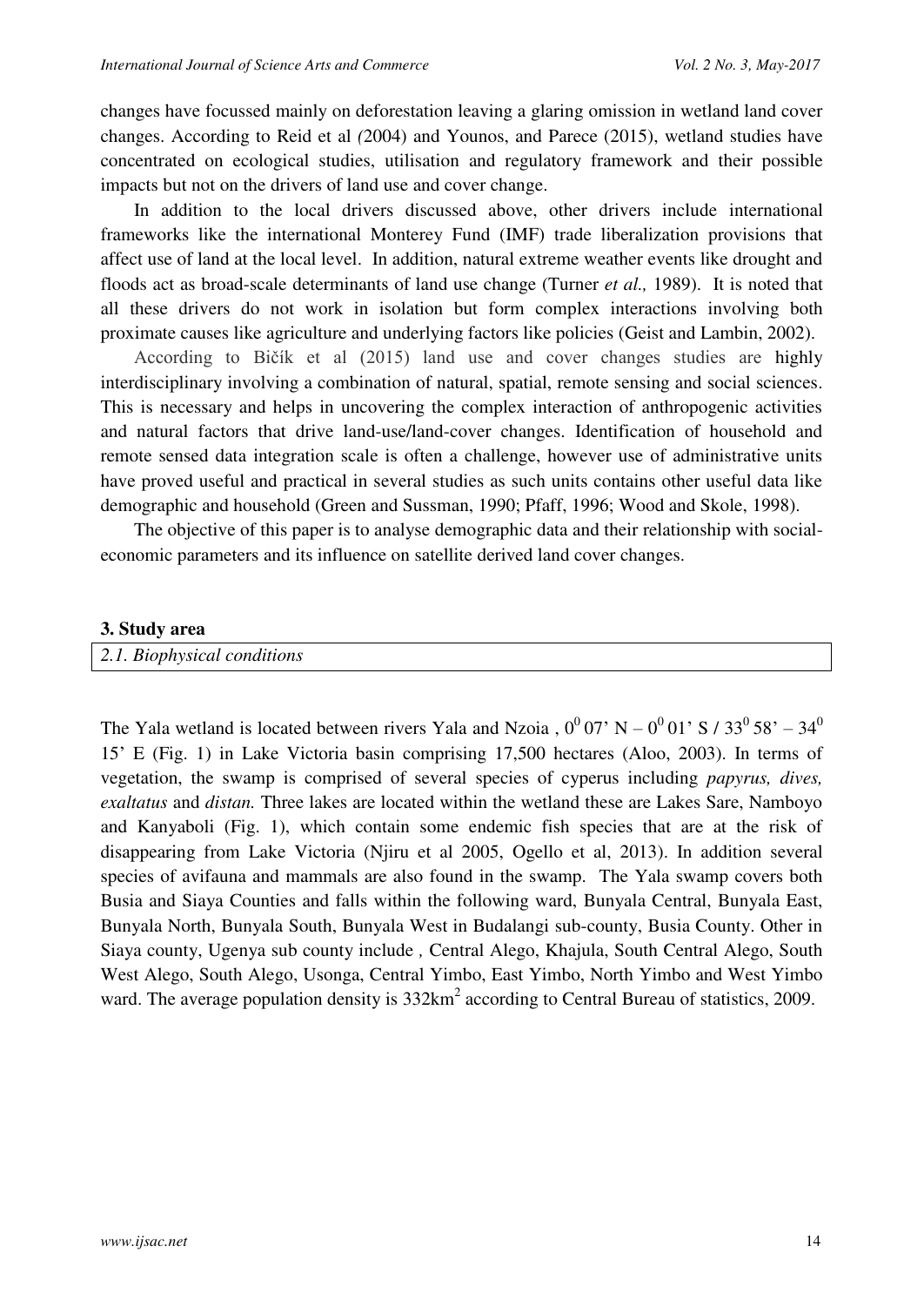changes have focussed mainly on deforestation leaving a glaring omission in wetland land cover changes. According to Reid et al *(*2004) and Younos, and Parece (2015), wetland studies have concentrated on ecological studies, utilisation and regulatory framework and their possible impacts but not on the drivers of land use and cover change.

In addition to the local drivers discussed above, other drivers include international frameworks like the international Monterey Fund (IMF) trade liberalization provisions that affect use of land at the local level. In addition, natural extreme weather events like drought and floods act as broad-scale determinants of land use change (Turner *et al.,* 1989). It is noted that all these drivers do not work in isolation but form complex interactions involving both proximate causes like agriculture and underlying factors like policies (Geist and Lambin, 2002).

According to Bičík et al (2015) land use and cover changes studies are highly interdisciplinary involving a combination of natural, spatial, remote sensing and social sciences. This is necessary and helps in uncovering the complex interaction of anthropogenic activities and natural factors that drive land-use/land-cover changes. Identification of household and remote sensed data integration scale is often a challenge, however use of administrative units have proved useful and practical in several studies as such units contains other useful data like demographic and household (Green and Sussman, 1990; Pfaff, 1996; Wood and Skole, 1998).

The objective of this paper is to analyse demographic data and their relationship with social-economic parameters and its influence on satellite derived land cover changes.

## 3. Study area

### *2.1. Biophysical conditions*

The Yala wetland is located between rivers Yala and Nzoia , $0^0$ 07' N – $0^0$ 01' S / $33^0$ 58' – $34^0$ 15' E (Fig. 1) in Lake Victoria basin comprising 17,500 hectares (Aloo, 2003). In terms of vegetation, the swamp is comprised of several species of cyperus including *papyrus, dives, exaltatus* and *distan.* Three lakes are located within the wetland these are Lakes Sare, Namboyo and Kanyaboli (Fig. 1), which contain some endemic fish species that are at the risk of disappearing from Lake Victoria (Njiru et al 2005, Ogello et al, 2013). In addition several species of avifauna and mammals are also found in the swamp. The Yala swamp covers both Busia and Siaya Counties and falls within the following ward, Bunyala Central, Bunyala East, Bunyala North, Bunyala South, Bunyala West in Budalangi sub-county, Busia County. Other in Siaya county, Ugenya sub county include *,* Central Alego, Khajula, South Central Alego, South West Alego, South Alego, Usonga, Central Yimbo, East Yimbo, North Yimbo and West Yimbo ward. The average population density is 332km$^2$ according to Central Bureau of statistics, 2009.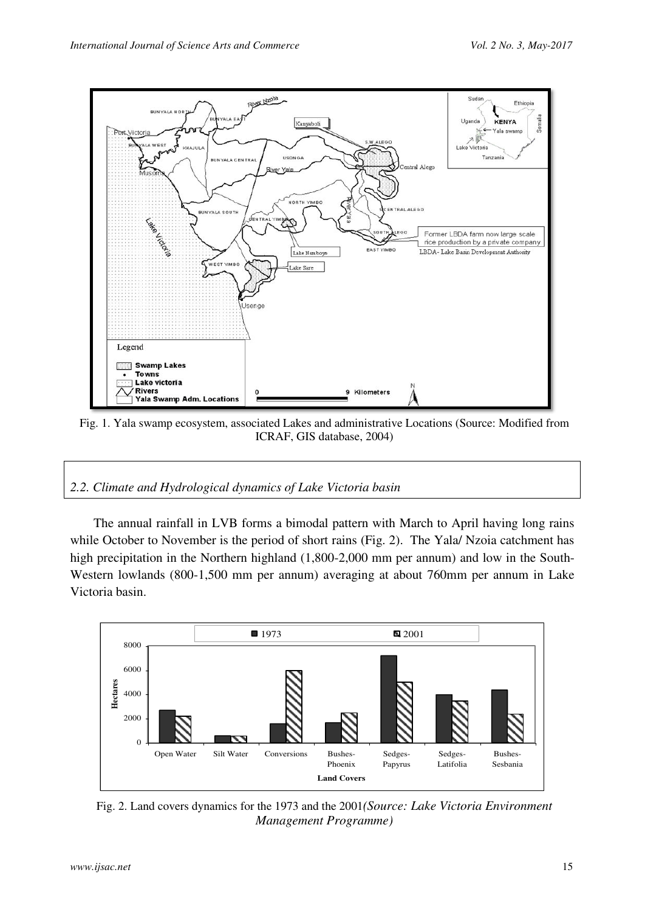Fig. 1. Yala swamp ecosystem, associated Lakes and administrative Locations (Source: Modified from ICRAF, GIS database, 2004)

*2.2. Climate and Hydrological dynamics of Lake Victoria basin*

The annual rainfall in LVB forms a bimodal pattern with March to April having long rains while October to November is the period of short rains (Fig. 2). The Yala/ Nzoia catchment has high precipitation in the Northern highland (1,800-2,000 mm per annum) and low in the South-Western lowlands (800-1,500 mm per annum) averaging at about 760mm per annum in Lake Victoria basin.

Fig. 2. Land covers dynamics for the 1973 and the 2001*(Source: Lake Victoria Environment Management Programme)*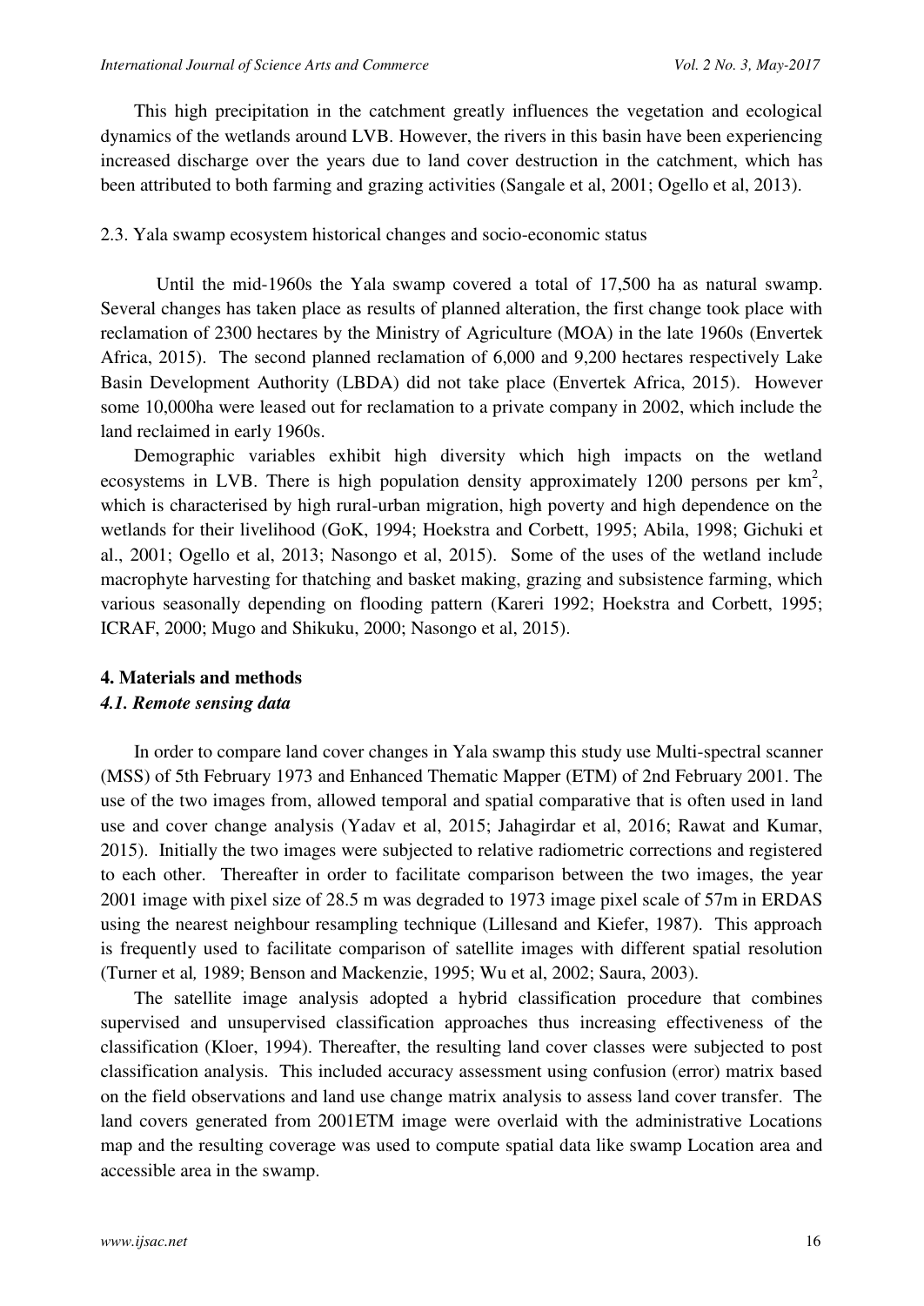This high precipitation in the catchment greatly influences the vegetation and ecological dynamics of the wetlands around LVB. However, the rivers in this basin have been experiencing increased discharge over the years due to land cover destruction in the catchment, which has been attributed to both farming and grazing activities (Sangale et al, 2001; Ogello et al, 2013).

2.3. Yala swamp ecosystem historical changes and socio-economic status

Until the mid-1960s the Yala swamp covered a total of 17,500 ha as natural swamp. Several changes has taken place as results of planned alteration, the first change took place with reclamation of 2300 hectares by the Ministry of Agriculture (MOA) in the late 1960s (Envertek Africa, 2015). The second planned reclamation of 6,000 and 9,200 hectares respectively Lake Basin Development Authority (LBDA) did not take place (Envertek Africa, 2015). However some 10,000ha were leased out for reclamation to a private company in 2002, which include the land reclaimed in early 1960s.

Demographic variables exhibit high diversity which high impacts on the wetland ecosystems in LVB. There is high population density approximately 1200 persons per km$^2$, which is characterised by high rural-urban migration, high poverty and high dependence on the wetlands for their livelihood (GoK, 1994; Hoekstra and Corbett, 1995; Abila, 1998; Gichuki et al., 2001; Ogello et al, 2013; Nasongo et al, 2015). Some of the uses of the wetland include macrophyte harvesting for thatching and basket making, grazing and subsistence farming, which various seasonally depending on flooding pattern (Kareri 1992; Hoekstra and Corbett, 1995; ICRAF, 2000; Mugo and Shikuku, 2000; Nasongo et al, 2015).

## 4. Materials and methods

### *4.1. Remote sensing data*

In order to compare land cover changes in Yala swamp this study use Multi-spectral scanner (MSS) of 5th February 1973 and Enhanced Thematic Mapper (ETM) of 2nd February 2001. The use of the two images from, allowed temporal and spatial comparative that is often used in land use and cover change analysis (Yadav et al, 2015; Jahagirdar et al, 2016; Rawat and Kumar, 2015). Initially the two images were subjected to relative radiometric corrections and registered to each other. Thereafter in order to facilitate comparison between the two images, the year 2001 image with pixel size of 28.5 m was degraded to 1973 image pixel scale of 57m in ERDAS using the nearest neighbour resampling technique (Lillesand and Kiefer, 1987). This approach is frequently used to facilitate comparison of satellite images with different spatial resolution (Turner et al*,* 1989; Benson and Mackenzie, 1995; Wu et al, 2002; Saura, 2003).

The satellite image analysis adopted a hybrid classification procedure that combines supervised and unsupervised classification approaches thus increasing effectiveness of the classification (Kloer, 1994). Thereafter, the resulting land cover classes were subjected to post classification analysis. This included accuracy assessment using confusion (error) matrix based on the field observations and land use change matrix analysis to assess land cover transfer. The land covers generated from 2001ETM image were overlaid with the administrative Locations map and the resulting coverage was used to compute spatial data like swamp Location area and accessible area in the swamp.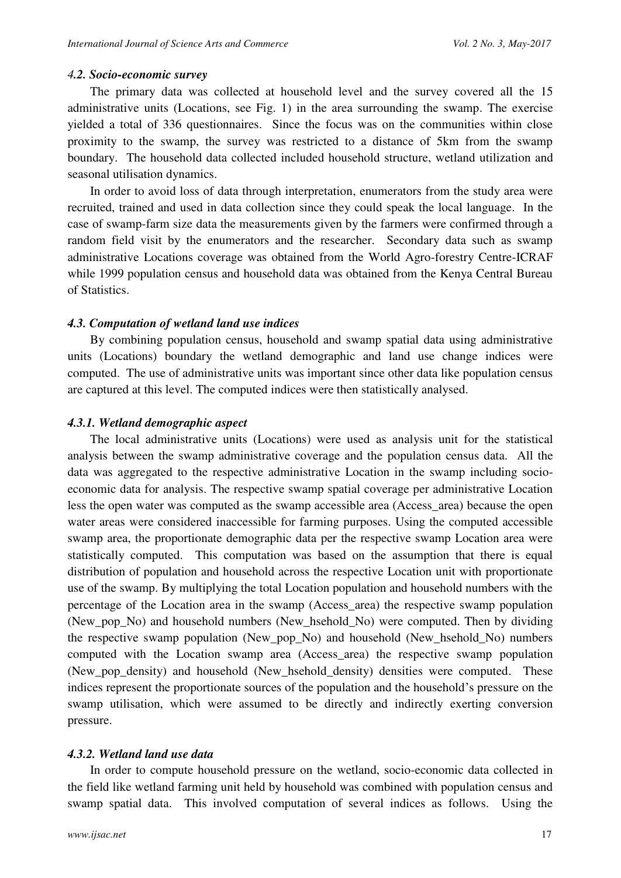#### *4.2. Socio-economic survey*

The primary data was collected at household level and the survey covered all the 15 administrative units (Locations, see Fig. 1) in the area surrounding the swamp. The exercise yielded a total of 336 questionnaires. Since the focus was on the communities within close proximity to the swamp, the survey was restricted to a distance of 5km from the swamp boundary. The household data collected included household structure, wetland utilization and seasonal utilisation dynamics.

In order to avoid loss of data through interpretation, enumerators from the study area were recruited, trained and used in data collection since they could speak the local language. In the case of swamp-farm size data the measurements given by the farmers were confirmed through a random field visit by the enumerators and the researcher. Secondary data such as swamp administrative Locations coverage was obtained from the World Agro-forestry Centre-ICRAF while 1999 population census and household data was obtained from the Kenya Central Bureau of Statistics.

#### *4.3. Computation of wetland land use indices*

By combining population census, household and swamp spatial data using administrative units (Locations) boundary the wetland demographic and land use change indices were computed. The use of administrative units was important since other data like population census are captured at this level. The computed indices were then statistically analysed.

#### *4.3.1. Wetland demographic aspect*

The local administrative units (Locations) were used as analysis unit for the statistical analysis between the swamp administrative coverage and the population census data. All the data was aggregated to the respective administrative Location in the swamp including socio-economic data for analysis. The respective swamp spatial coverage per administrative Location less the open water was computed as the swamp accessible area (Access_area) because the open water areas were considered inaccessible for farming purposes. Using the computed accessible swamp area, the proportionate demographic data per the respective swamp Location area were statistically computed. This computation was based on the assumption that there is equal distribution of population and household across the respective Location unit with proportionate use of the swamp. By multiplying the total Location population and household numbers with the percentage of the Location area in the swamp (Access_area) the respective swamp population (New_pop_No) and household numbers (New_hsehold_No) were computed. Then by dividing the respective swamp population (New_pop_No) and household (New_hsehold_No) numbers computed with the Location swamp area (Access_area) the respective swamp population (New_pop_density) and household (New_hsehold_density) densities were computed. These indices represent the proportionate sources of the population and the household's pressure on the swamp utilisation, which were assumed to be directly and indirectly exerting conversion pressure.

#### *4.3.2. Wetland land use data*

In order to compute household pressure on the wetland, socio-economic data collected in the field like wetland farming unit held by household was combined with population census and swamp spatial data. This involved computation of several indices as follows. Using the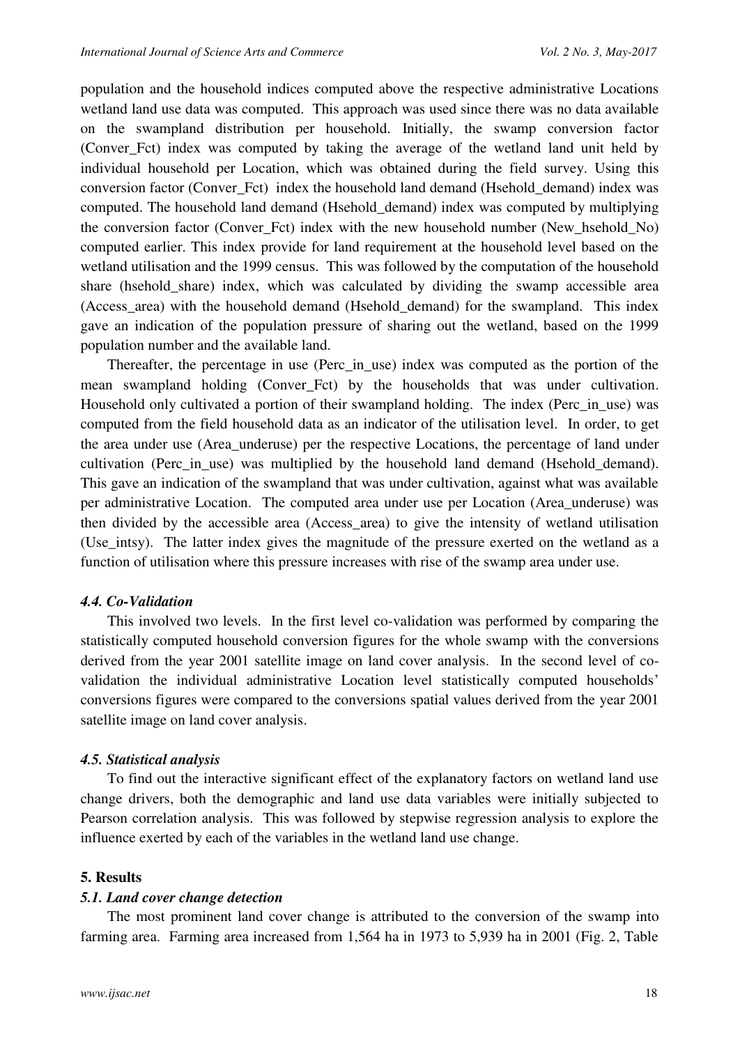population and the household indices computed above the respective administrative Locations wetland land use data was computed. This approach was used since there was no data available on the swampland distribution per household. Initially, the swamp conversion factor (Conver_Fct) index was computed by taking the average of the wetland land unit held by individual household per Location, which was obtained during the field survey. Using this conversion factor (Conver_Fct) index the household land demand (Hsehold_demand) index was computed. The household land demand (Hsehold_demand) index was computed by multiplying the conversion factor (Conver_Fct) index with the new household number (New_hsehold_No) computed earlier. This index provide for land requirement at the household level based on the wetland utilisation and the 1999 census. This was followed by the computation of the household share (hsehold_share) index, which was calculated by dividing the swamp accessible area (Access_area) with the household demand (Hsehold_demand) for the swampland. This index gave an indication of the population pressure of sharing out the wetland, based on the 1999 population number and the available land.

Thereafter, the percentage in use (Perc_in_use) index was computed as the portion of the mean swampland holding (Conver_Fct) by the households that was under cultivation. Household only cultivated a portion of their swampland holding. The index (Perc_in_use) was computed from the field household data as an indicator of the utilisation level. In order, to get the area under use (Area_underuse) per the respective Locations, the percentage of land under cultivation (Perc_in_use) was multiplied by the household land demand (Hsehold_demand). This gave an indication of the swampland that was under cultivation, against what was available per administrative Location. The computed area under use per Location (Area_underuse) was then divided by the accessible area (Access_area) to give the intensity of wetland utilisation (Use_intsy). The latter index gives the magnitude of the pressure exerted on the wetland as a function of utilisation where this pressure increases with rise of the swamp area under use.

### *4.4. Co-Validation*

This involved two levels. In the first level co-validation was performed by comparing the statistically computed household conversion figures for the whole swamp with the conversions derived from the year 2001 satellite image on land cover analysis. In the second level of co-validation the individual administrative Location level statistically computed households' conversions figures were compared to the conversions spatial values derived from the year 2001 satellite image on land cover analysis.

### *4.5. Statistical analysis*

To find out the interactive significant effect of the explanatory factors on wetland land use change drivers, both the demographic and land use data variables were initially subjected to Pearson correlation analysis. This was followed by stepwise regression analysis to explore the influence exerted by each of the variables in the wetland land use change.

## **5. Results**

### *5.1. Land cover change detection*

The most prominent land cover change is attributed to the conversion of the swamp into farming area. Farming area increased from 1,564 ha in 1973 to 5,939 ha in 2001 (Fig. 2, Table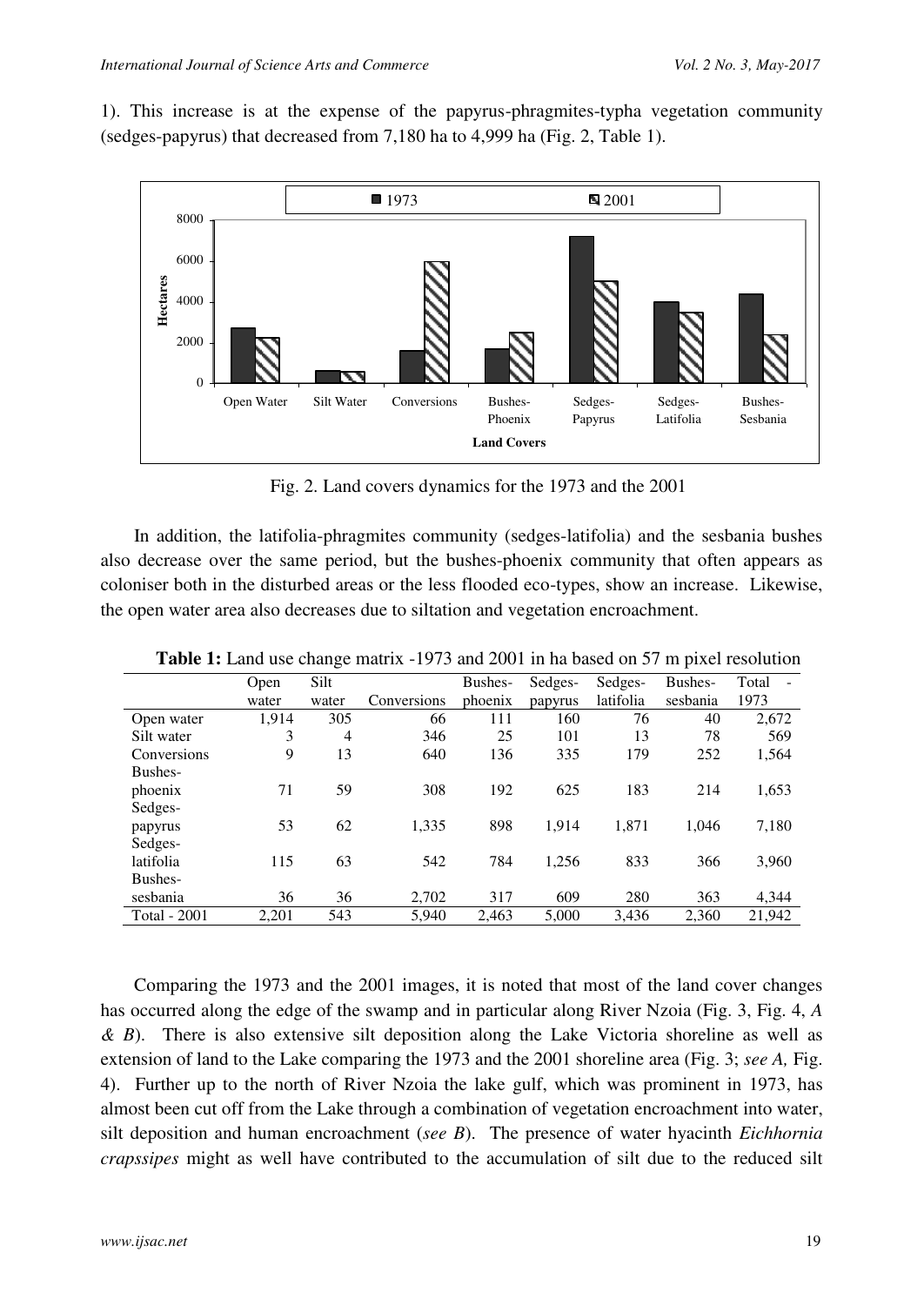1). This increase is at the expense of the papyrus-phragmites-typha vegetation community (sedges-papyrus) that decreased from 7,180 ha to 4,999 ha (Fig. 2, Table 1).

Fig. 2. Land covers dynamics for the 1973 and the 2001

In addition, the latifolia-phragmites community (sedges-latifolia) and the sesbania bushes also decrease over the same period, but the bushes-phoenix community that often appears as coloniser both in the disturbed areas or the less flooded eco-types, show an increase. Likewise, the open water area also decreases due to siltation and vegetation encroachment.

**Table 1:** Land use change matrix -1973 and 2001 in ha based on 57 m pixel resolution

| | Open water | Silt water | Conversions | Bushes-phoenix | Sedges-papyrus | Sedges-latifolia | Bushes-sesbania | Total - 1973 |
|---|---|---|---|---|---|---|---|---|
| Open water | 1,914 | 305 | 66 | 111 | 160 | 76 | 40 | 2,672 |
| Silt water | 3 | 4 | 346 | 25 | 101 | 13 | 78 | 569 |
| Conversions | 9 | 13 | 640 | 136 | 335 | 179 | 252 | 1,564 |
| Bushes-phoenix | 71 | 59 | 308 | 192 | 625 | 183 | 214 | 1,653 |
| Sedges-papyrus | 53 | 62 | 1,335 | 898 | 1,914 | 1,871 | 1,046 | 7,180 |
| Sedges-latifolia | 115 | 63 | 542 | 784 | 1,256 | 833 | 366 | 3,960 |
| Bushes-sesbania | 36 | 36 | 2,702 | 317 | 609 | 280 | 363 | 4,344 |
| Total - 2001 | 2,201 | 543 | 5,940 | 2,463 | 5,000 | 3,436 | 2,360 | 21,942 |

Comparing the 1973 and the 2001 images, it is noted that most of the land cover changes has occurred along the edge of the swamp and in particular along River Nzoia (Fig. 3, Fig. 4, *A & B*). There is also extensive silt deposition along the Lake Victoria shoreline as well as extension of land to the Lake comparing the 1973 and the 2001 shoreline area (Fig. 3; *see A,* Fig. 4). Further up to the north of River Nzoia the lake gulf, which was prominent in 1973, has almost been cut off from the Lake through a combination of vegetation encroachment into water, silt deposition and human encroachment (*see B*). The presence of water hyacinth *Eichhornia crapssipes* might as well have contributed to the accumulation of silt due to the reduced silt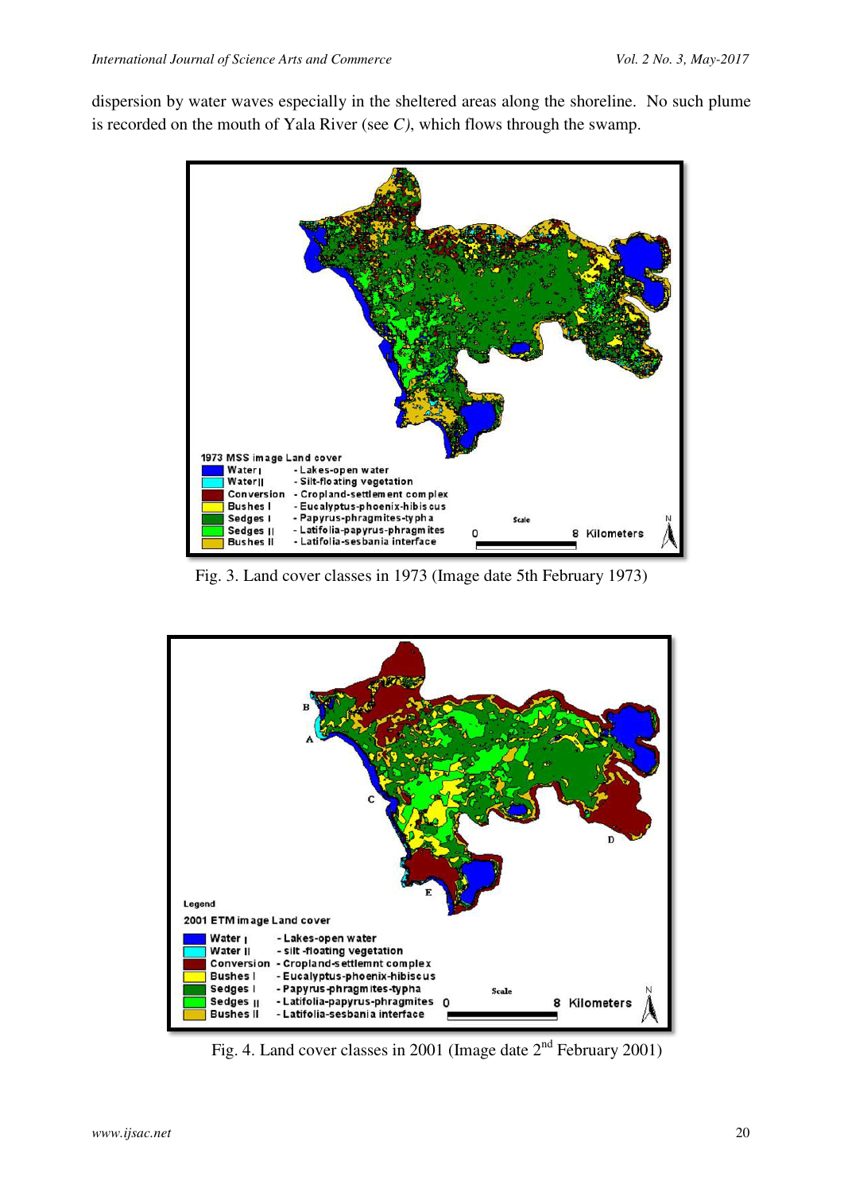dispersion by water waves especially in the sheltered areas along the shoreline. No such plume is recorded on the mouth of Yala River (see *C)*, which flows through the swamp.

Fig. 3. Land cover classes in 1973 (Image date 5th February 1973)

Fig. 4. Land cover classes in 2001 (Image date 2[nd] February 2001)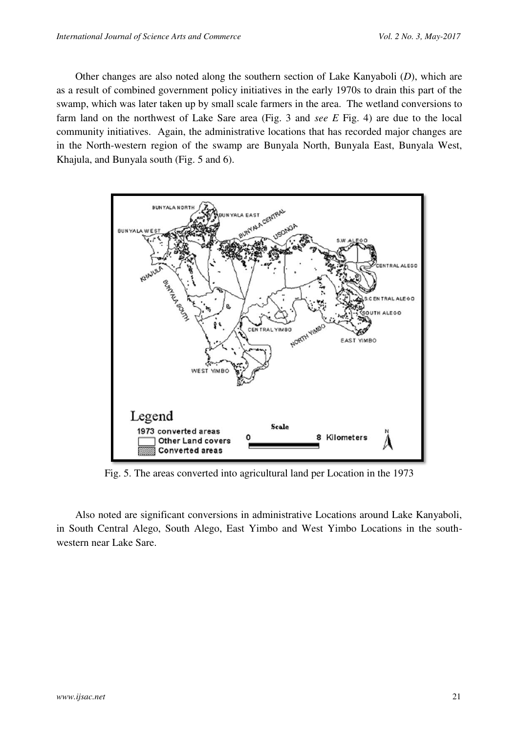Other changes are also noted along the southern section of Lake Kanyaboli (*D*), which are as a result of combined government policy initiatives in the early 1970s to drain this part of the swamp, which was later taken up by small scale farmers in the area. The wetland conversions to farm land on the northwest of Lake Sare area (Fig. 3 and *see E* Fig. 4) are due to the local community initiatives. Again, the administrative locations that has recorded major changes are in the North-western region of the swamp are Bunyala North, Bunyala East, Bunyala West, Khajula, and Bunyala south (Fig. 5 and 6).

Fig. 5. The areas converted into agricultural land per Location in the 1973

Also noted are significant conversions in administrative Locations around Lake Kanyaboli, in South Central Alego, South Alego, East Yimbo and West Yimbo Locations in the south-western near Lake Sare.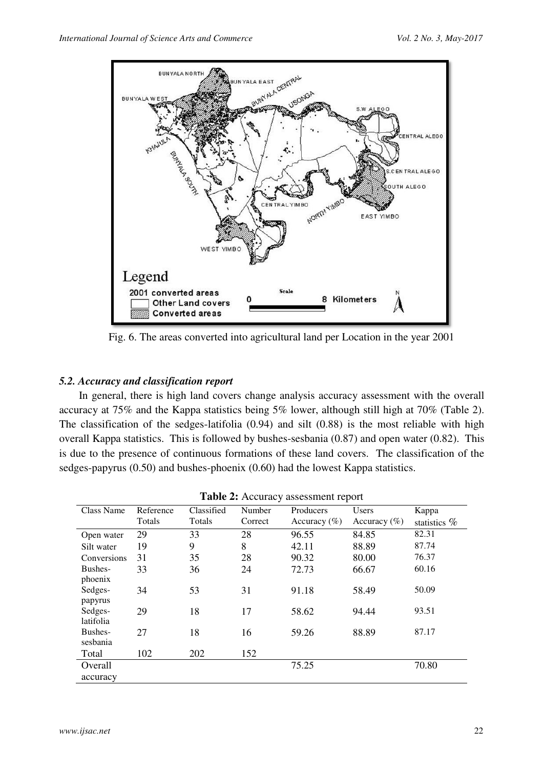Fig. 6. The areas converted into agricultural land per Location in the year 2001

### *5.2. Accuracy and classification report*

In general, there is high land covers change analysis accuracy assessment with the overall accuracy at 75% and the Kappa statistics being 5% lower, although still high at 70% (Table 2). The classification of the sedges-latifolia (0.94) and silt (0.88) is the most reliable with high overall Kappa statistics. This is followed by bushes-sesbania (0.87) and open water (0.82). This is due to the presence of continuous formations of these land covers. The classification of the sedges-papyrus (0.50) and bushes-phoenix (0.60) had the lowest Kappa statistics.

**Table 2:** Accuracy assessment report

| Class Name | Reference Totals | Classified Totals | Number Correct | Producers Accuracy (%) | Users Accuracy (%) | Kappa statistics % |
|---|---|---|---|---|---|---|
| Open water | 29 | 33 | 28 | 96.55 | 84.85 | 82.31 |
| Silt water | 19 | 9 | 8 | 42.11 | 88.89 | 87.74 |
| Conversions | 31 | 35 | 28 | 90.32 | 80.00 | 76.37 |
| Bushes-phoenix | 33 | 36 | 24 | 72.73 | 66.67 | 60.16 |
| Sedges-papyrus | 34 | 53 | 31 | 91.18 | 58.49 | 50.09 |
| Sedges-latifolia | 29 | 18 | 17 | 58.62 | 94.44 | 93.51 |
| Bushes-sesbania | 27 | 18 | 16 | 59.26 | 88.89 | 87.17 |
| Total | 102 | 202 | 152 | | | |
| Overall accuracy | | | | 75.25 | | 70.80 |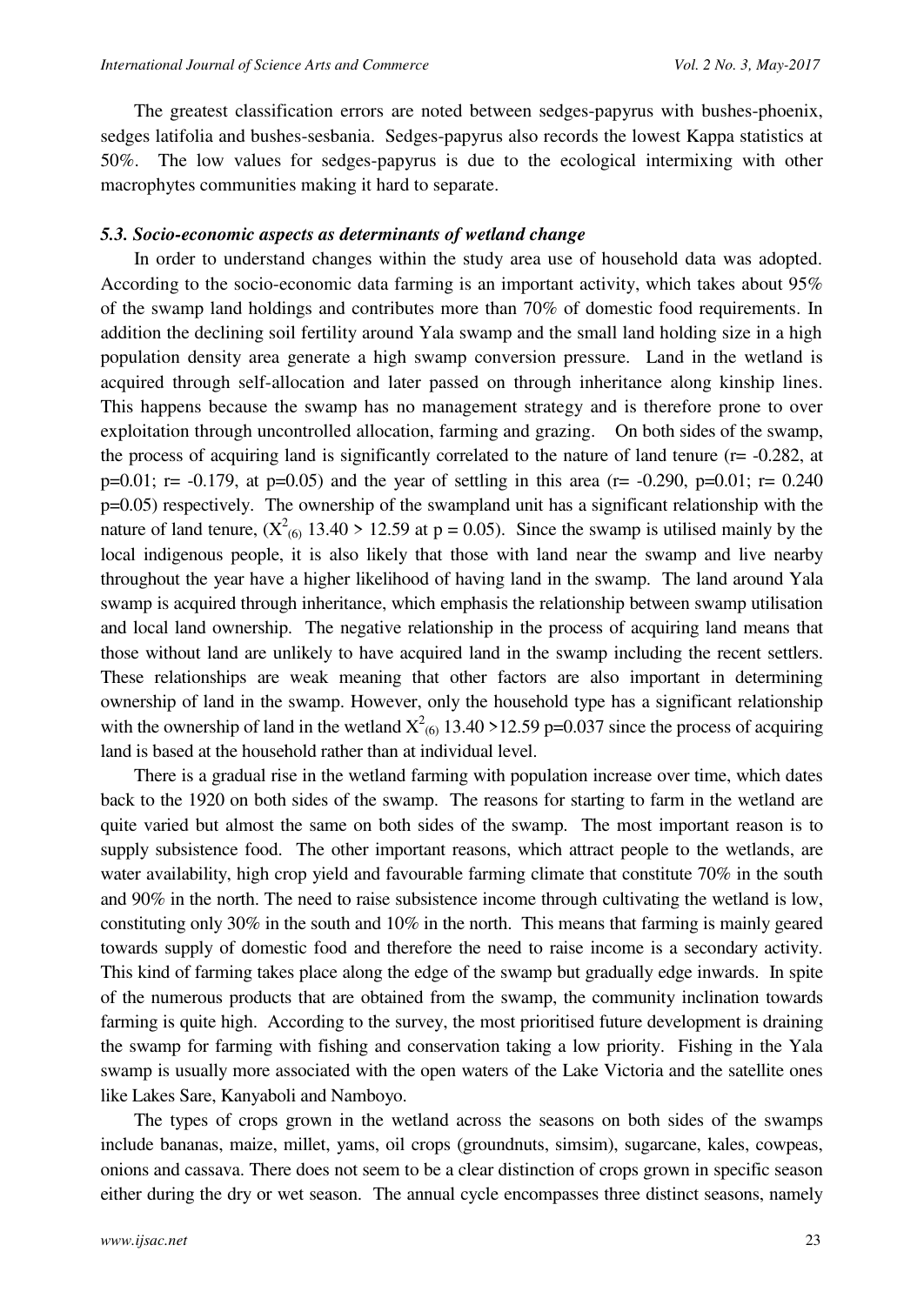The greatest classification errors are noted between sedges-papyrus with bushes-phoenix, sedges latifolia and bushes-sesbania. Sedges-papyrus also records the lowest Kappa statistics at 50%. The low values for sedges-papyrus is due to the ecological intermixing with other macrophytes communities making it hard to separate.

### *5.3. Socio-economic aspects as determinants of wetland change*

In order to understand changes within the study area use of household data was adopted. According to the socio-economic data farming is an important activity, which takes about 95% of the swamp land holdings and contributes more than 70% of domestic food requirements. In addition the declining soil fertility around Yala swamp and the small land holding size in a high population density area generate a high swamp conversion pressure. Land in the wetland is acquired through self-allocation and later passed on through inheritance along kinship lines. This happens because the swamp has no management strategy and is therefore prone to over exploitation through uncontrolled allocation, farming and grazing. On both sides of the swamp, the process of acquiring land is significantly correlated to the nature of land tenure ($r = -0.282$, at $p=0.01$; $r = -0.179$, at $p=0.05$) and the year of settling in this area ($r = -0.290$, $p=0.01$; $r = 0.240$ $p=0.05$) respectively. The ownership of the swampland unit has a significant relationship with the nature of land tenure, ($X^2_{(6)}$ $13.40 > 12.59$ at $p = 0.05$). Since the swamp is utilised mainly by the local indigenous people, it is also likely that those with land near the swamp and live nearby throughout the year have a higher likelihood of having land in the swamp. The land around Yala swamp is acquired through inheritance, which emphasis the relationship between swamp utilisation and local land ownership. The negative relationship in the process of acquiring land means that those without land are unlikely to have acquired land in the swamp including the recent settlers. These relationships are weak meaning that other factors are also important in determining ownership of land in the swamp. However, only the household type has a significant relationship with the ownership of land in the wetland $X^2_{(6)}$ $13.40 >12.59$ $p=0.037$ since the process of acquiring land is based at the household rather than at individual level.

There is a gradual rise in the wetland farming with population increase over time, which dates back to the 1920 on both sides of the swamp. The reasons for starting to farm in the wetland are quite varied but almost the same on both sides of the swamp. The most important reason is to supply subsistence food. The other important reasons, which attract people to the wetlands, are water availability, high crop yield and favourable farming climate that constitute 70% in the south and 90% in the north. The need to raise subsistence income through cultivating the wetland is low, constituting only 30% in the south and 10% in the north. This means that farming is mainly geared towards supply of domestic food and therefore the need to raise income is a secondary activity. This kind of farming takes place along the edge of the swamp but gradually edge inwards. In spite of the numerous products that are obtained from the swamp, the community inclination towards farming is quite high. According to the survey, the most prioritised future development is draining the swamp for farming with fishing and conservation taking a low priority. Fishing in the Yala swamp is usually more associated with the open waters of the Lake Victoria and the satellite ones like Lakes Sare, Kanyaboli and Namboyo.

The types of crops grown in the wetland across the seasons on both sides of the swamps include bananas, maize, millet, yams, oil crops (groundnuts, simsim), sugarcane, kales, cowpeas, onions and cassava. There does not seem to be a clear distinction of crops grown in specific season either during the dry or wet season. The annual cycle encompasses three distinct seasons, namely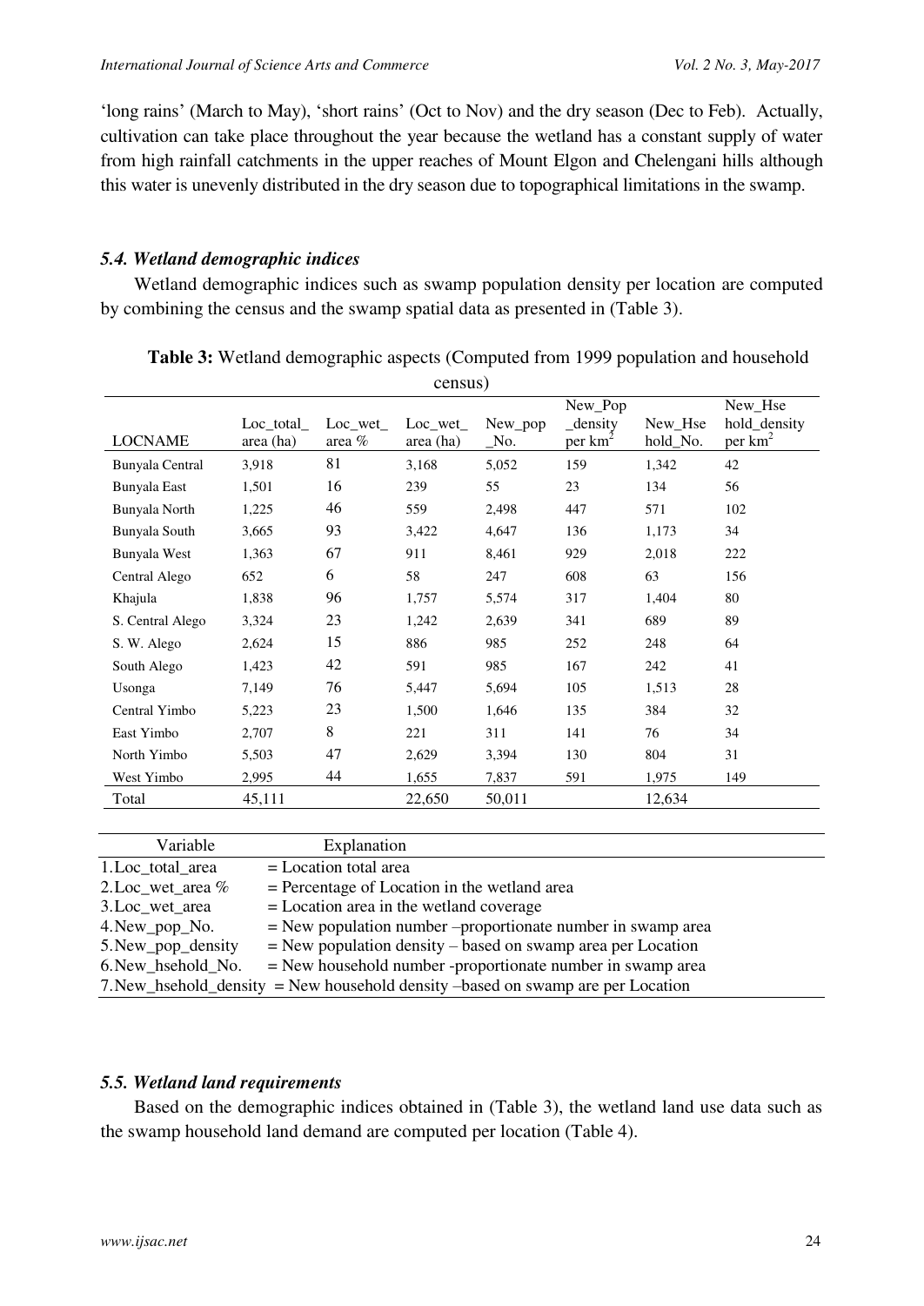'long rains' (March to May), 'short rains' (Oct to Nov) and the dry season (Dec to Feb). Actually, cultivation can take place throughout the year because the wetland has a constant supply of water from high rainfall catchments in the upper reaches of Mount Elgon and Chelengani hills although this water is unevenly distributed in the dry season due to topographical limitations in the swamp.

### *5.4. Wetland demographic indices*

Wetland demographic indices such as swamp population density per location are computed by combining the census and the swamp spatial data as presented in (Table 3).

**Table 3:** Wetland demographic aspects (Computed from 1999 population and household census)

| LOCNAME | Loc_total_ area (ha) | Loc_wet_ area % | Loc_wet_ area (ha) | New_pop _No. | New_Pop _density per km$^2$ | New_Hse hold_No. | New_Hse hold_density per km$^2$ |
|---|---|---|---|---|---|---|---|
| Bunyala Central | 3,918 | 81 | 3,168 | 5,052 | 159 | 1,342 | 42 |
| Bunyala East | 1,501 | 16 | 239 | 55 | 23 | 134 | 56 |
| Bunyala North | 1,225 | 46 | 559 | 2,498 | 447 | 571 | 102 |
| Bunyala South | 3,665 | 93 | 3,422 | 4,647 | 136 | 1,173 | 34 |
| Bunyala West | 1,363 | 67 | 911 | 8,461 | 929 | 2,018 | 222 |
| Central Alego | 652 | 6 | 58 | 247 | 608 | 63 | 156 |
| Khajula | 1,838 | 96 | 1,757 | 5,574 | 317 | 1,404 | 80 |
| S. Central Alego | 3,324 | 23 | 1,242 | 2,639 | 341 | 689 | 89 |
| S. W. Alego | 2,624 | 15 | 886 | 985 | 252 | 248 | 64 |
| South Alego | 1,423 | 42 | 591 | 985 | 167 | 242 | 41 |
| Usonga | 7,149 | 76 | 5,447 | 5,694 | 105 | 1,513 | 28 |
| Central Yimbo | 5,223 | 23 | 1,500 | 1,646 | 135 | 384 | 32 |
| East Yimbo | 2,707 | 8 | 221 | 311 | 141 | 76 | 34 |
| North Yimbo | 5,503 | 47 | 2,629 | 3,394 | 130 | 804 | 31 |
| West Yimbo | 2,995 | 44 | 1,655 | 7,837 | 591 | 1,975 | 149 |
| Total | 45,111 | | 22,650 | 50,011 | | 12,634 | |

| Variable | Explanation |
|---|---|
| 1.Loc_total_area | = Location total area |
| 2.Loc_wet_area % | = Percentage of Location in the wetland area |
| 3.Loc_wet_area | = Location area in the wetland coverage |
| 4.New_pop_No. | = New population number –proportionate number in swamp area |
| 5.New_pop_density | = New population density – based on swamp area per Location |
| 6.New_hsehold_No. | = New household number -proportionate number in swamp area |
| 7.New_hsehold_density | = New household density –based on swamp are per Location |

### *5.5. Wetland land requirements*

Based on the demographic indices obtained in (Table 3), the wetland land use data such as the swamp household land demand are computed per location (Table 4).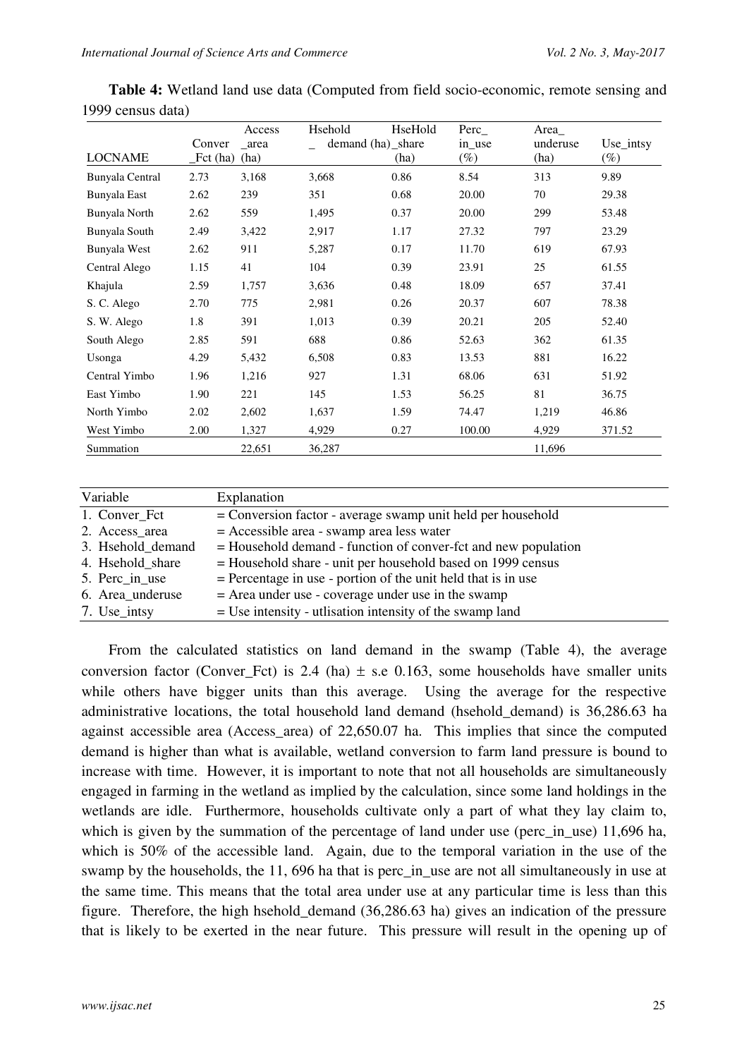**Table 4:** Wetland land use data (Computed from field socio-economic, remote sensing and 1999 census data)

| LOCNAME | Conver _Fct (ha) | Access _area (ha) | Hsehold _ demand (ha) | HseHold _share (ha) | Perc_ in_use (%) | Area_ underuse (ha) | Use_intsy (%) |
|---|---|---|---|---|---|---|---|
| Bunyala Central | 2.73 | 3,168 | 3,668 | 0.86 | 8.54 | 313 | 9.89 |
| Bunyala East | 2.62 | 239 | 351 | 0.68 | 20.00 | 70 | 29.38 |
| Bunyala North | 2.62 | 559 | 1,495 | 0.37 | 20.00 | 299 | 53.48 |
| Bunyala South | 2.49 | 3,422 | 2,917 | 1.17 | 27.32 | 797 | 23.29 |
| Bunyala West | 2.62 | 911 | 5,287 | 0.17 | 11.70 | 619 | 67.93 |
| Central Alego | 1.15 | 41 | 104 | 0.39 | 23.91 | 25 | 61.55 |
| Khajula | 2.59 | 1,757 | 3,636 | 0.48 | 18.09 | 657 | 37.41 |
| S. C. Alego | 2.70 | 775 | 2,981 | 0.26 | 20.37 | 607 | 78.38 |
| S. W. Alego | 1.8 | 391 | 1,013 | 0.39 | 20.21 | 205 | 52.40 |
| South Alego | 2.85 | 591 | 688 | 0.86 | 52.63 | 362 | 61.35 |
| Usonga | 4.29 | 5,432 | 6,508 | 0.83 | 13.53 | 881 | 16.22 |
| Central Yimbo | 1.96 | 1,216 | 927 | 1.31 | 68.06 | 631 | 51.92 |
| East Yimbo | 1.90 | 221 | 145 | 1.53 | 56.25 | 81 | 36.75 |
| North Yimbo | 2.02 | 2,602 | 1,637 | 1.59 | 74.47 | 1,219 | 46.86 |
| West Yimbo | 2.00 | 1,327 | 4,929 | 0.27 | 100.00 | 4,929 | 371.52 |
| Summation | | 22,651 | 36,287 | | | 11,696 | |

| Variable | Explanation |
|---|---|
| 1. Conver_Fct | = Conversion factor - average swamp unit held per household |
| 2. Access_area | = Accessible area - swamp area less water |
| 3. Hsehold_demand | = Household demand - function of conver-fct and new population |
| 4. Hsehold_share | = Household share - unit per household based on 1999 census |
| 5. Perc_in_use | = Percentage in use - portion of the unit held that is in use |
| 6. Area_underuse | = Area under use - coverage under use in the swamp |
| 7. Use_intsy | = Use intensity - utlisation intensity of the swamp land |

From the calculated statistics on land demand in the swamp (Table 4), the average conversion factor (Conver_Fct) is 2.4 (ha) ± s.e 0.163, some households have smaller units while others have bigger units than this average. Using the average for the respective administrative locations, the total household land demand (hsehold_demand) is 36,286.63 ha against accessible area (Access_area) of 22,650.07 ha. This implies that since the computed demand is higher than what is available, wetland conversion to farm land pressure is bound to increase with time. However, it is important to note that not all households are simultaneously engaged in farming in the wetland as implied by the calculation, since some land holdings in the wetlands are idle. Furthermore, households cultivate only a part of what they lay claim to, which is given by the summation of the percentage of land under use (perc_in_use) 11,696 ha, which is 50% of the accessible land. Again, due to the temporal variation in the use of the swamp by the households, the 11, 696 ha that is perc_in_use are not all simultaneously in use at the same time. This means that the total area under use at any particular time is less than this figure. Therefore, the high hsehold_demand (36,286.63 ha) gives an indication of the pressure that is likely to be exerted in the near future. This pressure will result in the opening up of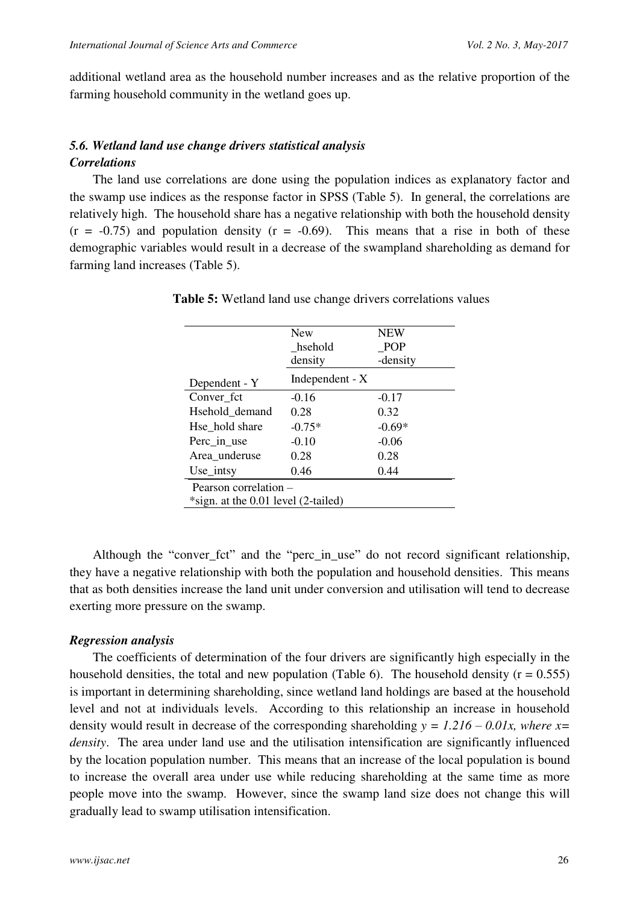additional wetland area as the household number increases and as the relative proportion of the farming household community in the wetland goes up.

### *5.6. Wetland land use change drivers statistical analysis*

***Correlations***

The land use correlations are done using the population indices as explanatory factor and the swamp use indices as the response factor in SPSS (Table 5). In general, the correlations are relatively high. The household share has a negative relationship with both the household density ($r = -0.75$) and population density ($r = -0.69$). This means that a rise in both of these demographic variables would result in a decrease of the swampland shareholding as demand for farming land increases (Table 5).

**Table 5:** Wetland land use change drivers correlations values

| | New _hsehold density | NEW _POP -density |
|---|---|---|
| Dependent - Y | Independent - X | |
| Conver_fct | -0.16 | -0.17 |
| Hsehold_demand | 0.28 | 0.32 |
| Hse_hold share | -0.75* | -0.69* |
| Perc_in_use | -0.10 | -0.06 |
| Area_underuse | 0.28 | 0.28 |
| Use_intsy | 0.46 | 0.44 |

Pearson correlation –
*sign. at the 0.01 level (2-tailed)

Although the "conver_fct" and the "perc_in_use" do not record significant relationship, they have a negative relationship with both the population and household densities. This means that as both densities increase the land unit under conversion and utilisation will tend to decrease exerting more pressure on the swamp.

***Regression analysis***

The coefficients of determination of the four drivers are significantly high especially in the household densities, the total and new population (Table 6). The household density ($r = 0.555$) is important in determining shareholding, since wetland land holdings are based at the household level and not at individuals levels. According to this relationship an increase in household density would result in decrease of the corresponding shareholding $y = 1.216 – 0.01x$, *where* $x$= *density*. The area under land use and the utilisation intensification are significantly influenced by the location population number. This means that an increase of the local population is bound to increase the overall area under use while reducing shareholding at the same time as more people move into the swamp. However, since the swamp land size does not change this will gradually lead to swamp utilisation intensification.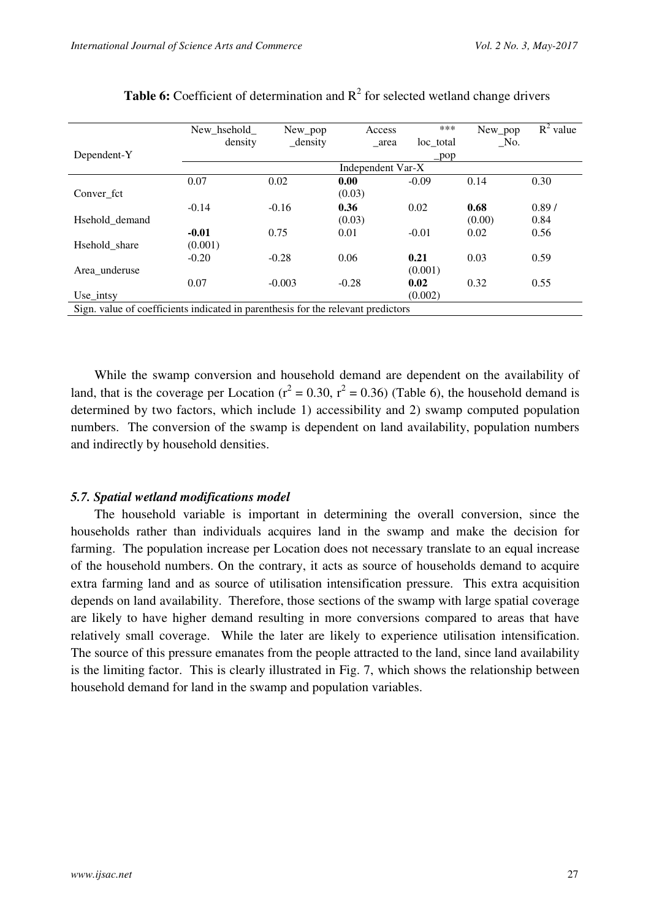**Table 6:** Coefficient of determination and $R^2$ for selected wetland change drivers

| Dependent-Y | New_hsehold_ density | New_pop _density | Access _area | *** loc_total _pop | New_pop _No. | $R^2$ value |
|---|---|---|---|---|---|---|
| | Independent Var-X | | | | | |
| Conver_fct | 0.07 | 0.02 | **0.00** (0.03) | -0.09 | 0.14 | 0.30 |
| Hsehold_demand | -0.14 | -0.16 | **0.36** (0.03) | 0.02 | **0.68** (0.00) | 0.89 / 0.84 |
| Hsehold_share | **-0.01** (0.001) | 0.75 | 0.01 | -0.01 | 0.02 | 0.56 |
| Area_underuse | -0.20 | -0.28 | 0.06 | **0.21** (0.001) | 0.03 | 0.59 |
| Use_intsy | 0.07 | -0.003 | -0.28 | **0.02** (0.002) | 0.32 | 0.55 |

Sign. value of coefficients indicated in parenthesis for the relevant predictors

While the swamp conversion and household demand are dependent on the availability of land, that is the coverage per Location ($r^2 = 0.30$, $r^2 = 0.36$) (Table 6), the household demand is determined by two factors, which include 1) accessibility and 2) swamp computed population numbers. The conversion of the swamp is dependent on land availability, population numbers and indirectly by household densities.

### *5.7. Spatial wetland modifications model*

The household variable is important in determining the overall conversion, since the households rather than individuals acquires land in the swamp and make the decision for farming. The population increase per Location does not necessary translate to an equal increase of the household numbers. On the contrary, it acts as source of households demand to acquire extra farming land and as source of utilisation intensification pressure. This extra acquisition depends on land availability. Therefore, those sections of the swamp with large spatial coverage are likely to have higher demand resulting in more conversions compared to areas that have relatively small coverage. While the later are likely to experience utilisation intensification. The source of this pressure emanates from the people attracted to the land, since land availability is the limiting factor. This is clearly illustrated in Fig. 7, which shows the relationship between household demand for land in the swamp and population variables.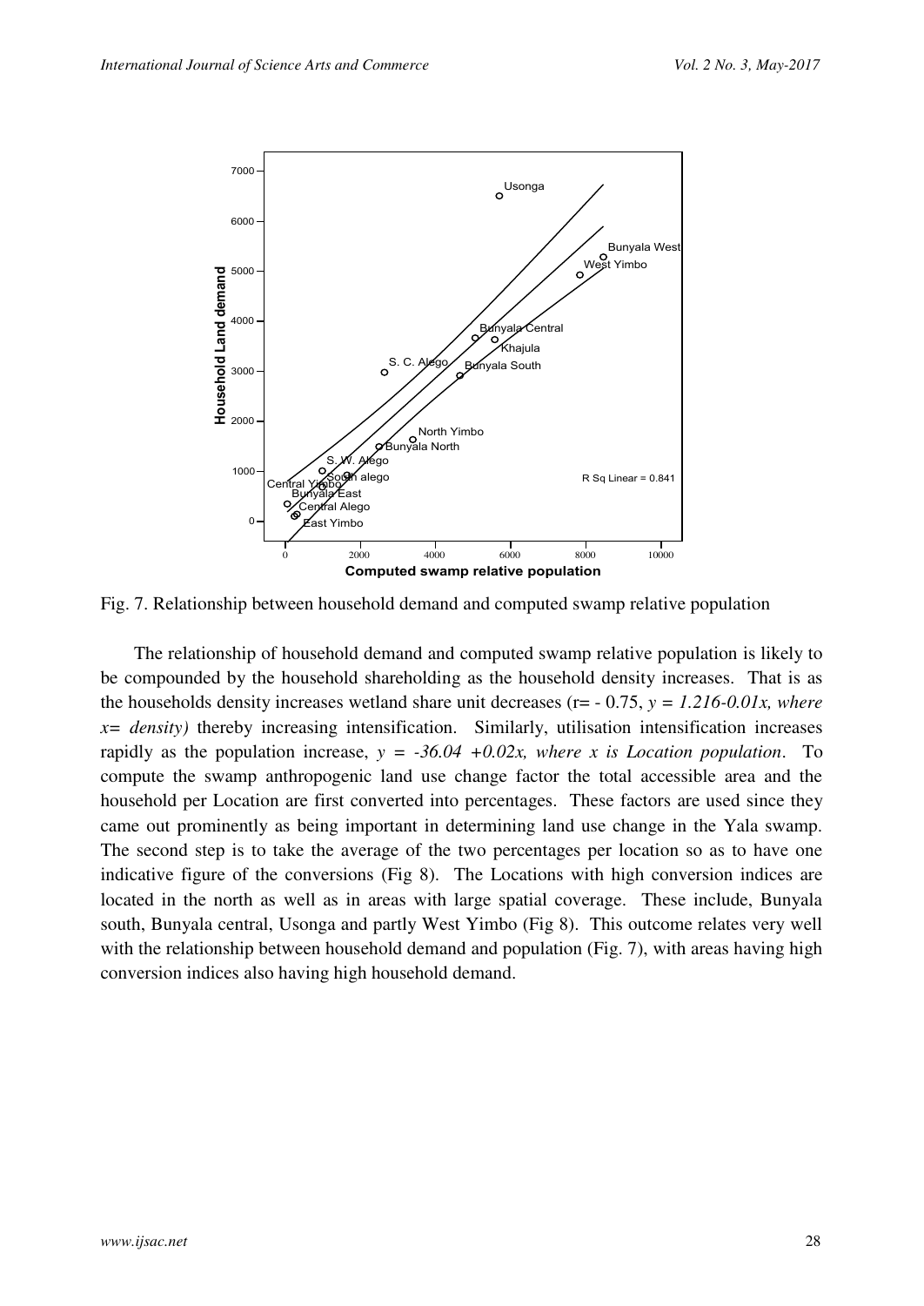Fig. 7. Relationship between household demand and computed swamp relative population

The relationship of household demand and computed swamp relative population is likely to be compounded by the household shareholding as the household density increases. That is as the households density increases wetland share unit decreases (r= - 0.75, *y = 1.216-0.01x, where x= density)* thereby increasing intensification. Similarly, utilisation intensification increases rapidly as the population increase, *y = -36.04 +0.02x, where x is Location population*. To compute the swamp anthropogenic land use change factor the total accessible area and the household per Location are first converted into percentages. These factors are used since they came out prominently as being important in determining land use change in the Yala swamp. The second step is to take the average of the two percentages per location so as to have one indicative figure of the conversions (Fig 8). The Locations with high conversion indices are located in the north as well as in areas with large spatial coverage. These include, Bunyala south, Bunyala central, Usonga and partly West Yimbo (Fig 8). This outcome relates very well with the relationship between household demand and population (Fig. 7), with areas having high conversion indices also having high household demand.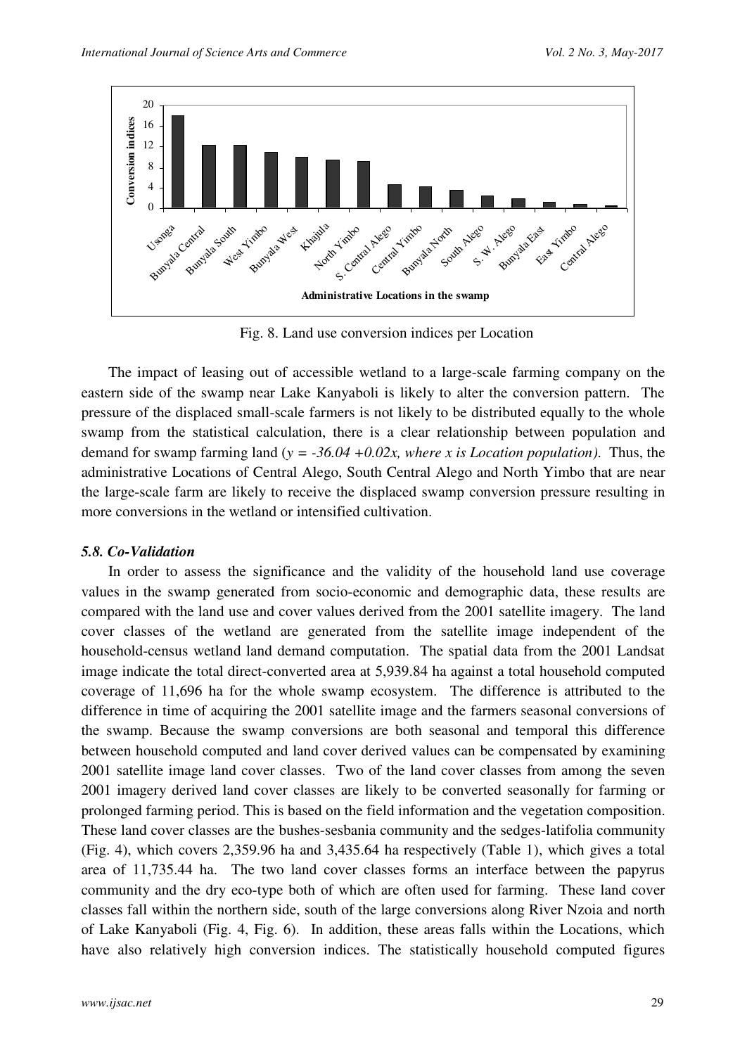Fig. 8. Land use conversion indices per Location

The impact of leasing out of accessible wetland to a large-scale farming company on the eastern side of the swamp near Lake Kanyaboli is likely to alter the conversion pattern. The pressure of the displaced small-scale farmers is not likely to be distributed equally to the whole swamp from the statistical calculation, there is a clear relationship between population and demand for swamp farming land (*$y = -36.04 + 0.02x$, where x is Location population)*. Thus, the administrative Locations of Central Alego, South Central Alego and North Yimbo that are near the large-scale farm are likely to receive the displaced swamp conversion pressure resulting in more conversions in the wetland or intensified cultivation.

### *5.8. Co-Validation*

In order to assess the significance and the validity of the household land use coverage values in the swamp generated from socio-economic and demographic data, these results are compared with the land use and cover values derived from the 2001 satellite imagery. The land cover classes of the wetland are generated from the satellite image independent of the household-census wetland land demand computation. The spatial data from the 2001 Landsat image indicate the total direct-converted area at 5,939.84 ha against a total household computed coverage of 11,696 ha for the whole swamp ecosystem. The difference is attributed to the difference in time of acquiring the 2001 satellite image and the farmers seasonal conversions of the swamp. Because the swamp conversions are both seasonal and temporal this difference between household computed and land cover derived values can be compensated by examining 2001 satellite image land cover classes. Two of the land cover classes from among the seven 2001 imagery derived land cover classes are likely to be converted seasonally for farming or prolonged farming period. This is based on the field information and the vegetation composition. These land cover classes are the bushes-sesbania community and the sedges-latifolia community (Fig. 4), which covers 2,359.96 ha and 3,435.64 ha respectively (Table 1), which gives a total area of 11,735.44 ha. The two land cover classes forms an interface between the papyrus community and the dry eco-type both of which are often used for farming. These land cover classes fall within the northern side, south of the large conversions along River Nzoia and north of Lake Kanyaboli (Fig. 4, Fig. 6). In addition, these areas falls within the Locations, which have also relatively high conversion indices. The statistically household computed figures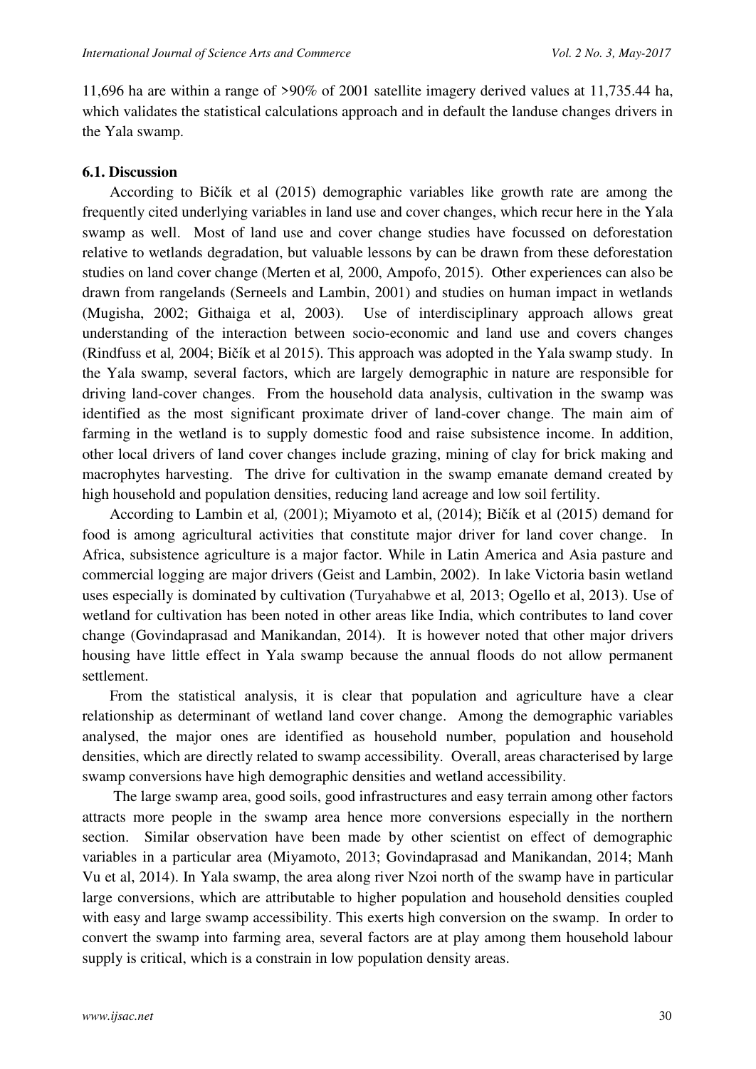11,696 ha are within a range of >90% of 2001 satellite imagery derived values at 11,735.44 ha, which validates the statistical calculations approach and in default the landuse changes drivers in the Yala swamp.

### 6.1. Discussion

According to Bičík et al (2015) demographic variables like growth rate are among the frequently cited underlying variables in land use and cover changes, which recur here in the Yala swamp as well. Most of land use and cover change studies have focussed on deforestation relative to wetlands degradation, but valuable lessons by can be drawn from these deforestation studies on land cover change (Merten et al*,* 2000, Ampofo, 2015). Other experiences can also be drawn from rangelands (Serneels and Lambin, 2001) and studies on human impact in wetlands (Mugisha, 2002; Githaiga et al, 2003). Use of interdisciplinary approach allows great understanding of the interaction between socio-economic and land use and covers changes (Rindfuss et al*,* 2004; Bičík et al 2015). This approach was adopted in the Yala swamp study. In the Yala swamp, several factors, which are largely demographic in nature are responsible for driving land-cover changes. From the household data analysis, cultivation in the swamp was identified as the most significant proximate driver of land-cover change. The main aim of farming in the wetland is to supply domestic food and raise subsistence income. In addition, other local drivers of land cover changes include grazing, mining of clay for brick making and macrophytes harvesting. The drive for cultivation in the swamp emanate demand created by high household and population densities, reducing land acreage and low soil fertility.

According to Lambin et al*,* (2001); Miyamoto et al, (2014); Bičík et al (2015) demand for food is among agricultural activities that constitute major driver for land cover change. In Africa, subsistence agriculture is a major factor. While in Latin America and Asia pasture and commercial logging are major drivers (Geist and Lambin, 2002). In lake Victoria basin wetland uses especially is dominated by cultivation (Turyahabwe et al*,* 2013; Ogello et al, 2013). Use of wetland for cultivation has been noted in other areas like India, which contributes to land cover change (Govindaprasad and Manikandan, 2014). It is however noted that other major drivers housing have little effect in Yala swamp because the annual floods do not allow permanent settlement.

From the statistical analysis, it is clear that population and agriculture have a clear relationship as determinant of wetland land cover change. Among the demographic variables analysed, the major ones are identified as household number, population and household densities, which are directly related to swamp accessibility. Overall, areas characterised by large swamp conversions have high demographic densities and wetland accessibility.

The large swamp area, good soils, good infrastructures and easy terrain among other factors attracts more people in the swamp area hence more conversions especially in the northern section. Similar observation have been made by other scientist on effect of demographic variables in a particular area (Miyamoto, 2013; Govindaprasad and Manikandan, 2014; Manh Vu et al, 2014). In Yala swamp, the area along river Nzoi north of the swamp have in particular large conversions, which are attributable to higher population and household densities coupled with easy and large swamp accessibility. This exerts high conversion on the swamp. In order to convert the swamp into farming area, several factors are at play among them household labour supply is critical, which is a constrain in low population density areas.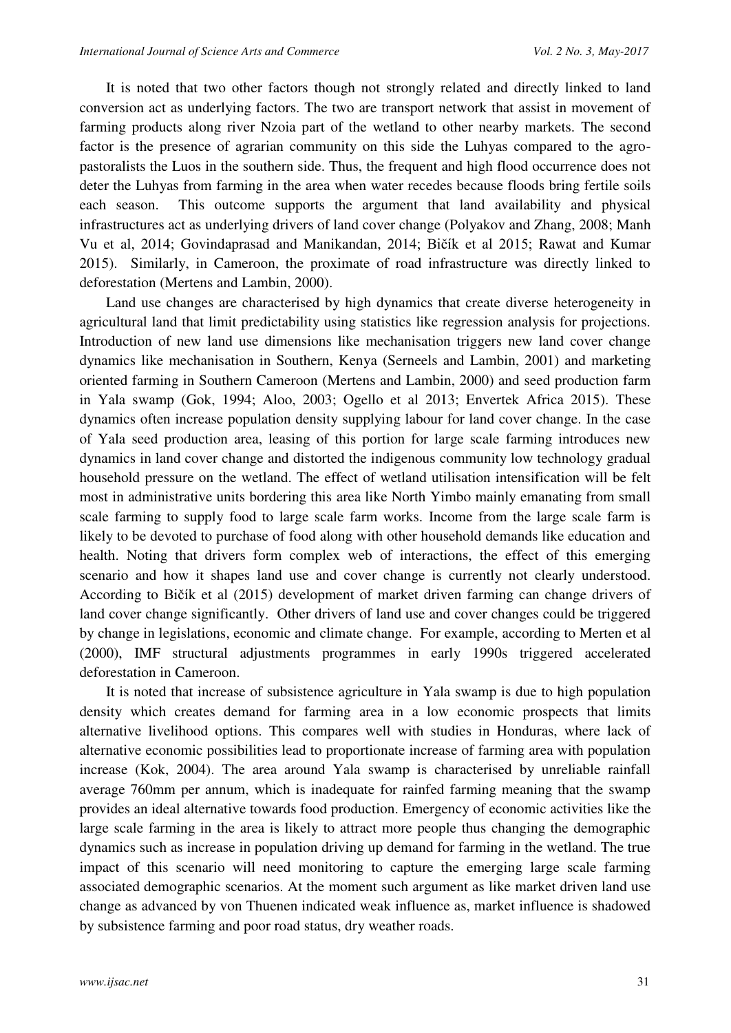It is noted that two other factors though not strongly related and directly linked to land conversion act as underlying factors. The two are transport network that assist in movement of farming products along river Nzoia part of the wetland to other nearby markets. The second factor is the presence of agrarian community on this side the Luhyas compared to the agro-pastoralists the Luos in the southern side. Thus, the frequent and high flood occurrence does not deter the Luhyas from farming in the area when water recedes because floods bring fertile soils each season. This outcome supports the argument that land availability and physical infrastructures act as underlying drivers of land cover change (Polyakov and Zhang, 2008; Manh Vu et al, 2014; Govindaprasad and Manikandan, 2014; Bičík et al 2015; Rawat and Kumar 2015). Similarly, in Cameroon, the proximate of road infrastructure was directly linked to deforestation (Mertens and Lambin, 2000).

Land use changes are characterised by high dynamics that create diverse heterogeneity in agricultural land that limit predictability using statistics like regression analysis for projections. Introduction of new land use dimensions like mechanisation triggers new land cover change dynamics like mechanisation in Southern, Kenya (Serneels and Lambin, 2001) and marketing oriented farming in Southern Cameroon (Mertens and Lambin, 2000) and seed production farm in Yala swamp (Gok, 1994; Aloo, 2003; Ogello et al 2013; Envertek Africa 2015). These dynamics often increase population density supplying labour for land cover change. In the case of Yala seed production area, leasing of this portion for large scale farming introduces new dynamics in land cover change and distorted the indigenous community low technology gradual household pressure on the wetland. The effect of wetland utilisation intensification will be felt most in administrative units bordering this area like North Yimbo mainly emanating from small scale farming to supply food to large scale farm works. Income from the large scale farm is likely to be devoted to purchase of food along with other household demands like education and health. Noting that drivers form complex web of interactions, the effect of this emerging scenario and how it shapes land use and cover change is currently not clearly understood. According to Bičík et al (2015) development of market driven farming can change drivers of land cover change significantly. Other drivers of land use and cover changes could be triggered by change in legislations, economic and climate change. For example, according to Merten et al (2000), IMF structural adjustments programmes in early 1990s triggered accelerated deforestation in Cameroon.

It is noted that increase of subsistence agriculture in Yala swamp is due to high population density which creates demand for farming area in a low economic prospects that limits alternative livelihood options. This compares well with studies in Honduras, where lack of alternative economic possibilities lead to proportionate increase of farming area with population increase (Kok, 2004). The area around Yala swamp is characterised by unreliable rainfall average 760mm per annum, which is inadequate for rainfed farming meaning that the swamp provides an ideal alternative towards food production. Emergency of economic activities like the large scale farming in the area is likely to attract more people thus changing the demographic dynamics such as increase in population driving up demand for farming in the wetland. The true impact of this scenario will need monitoring to capture the emerging large scale farming associated demographic scenarios. At the moment such argument as like market driven land use change as advanced by von Thuenen indicated weak influence as, market influence is shadowed by subsistence farming and poor road status, dry weather roads.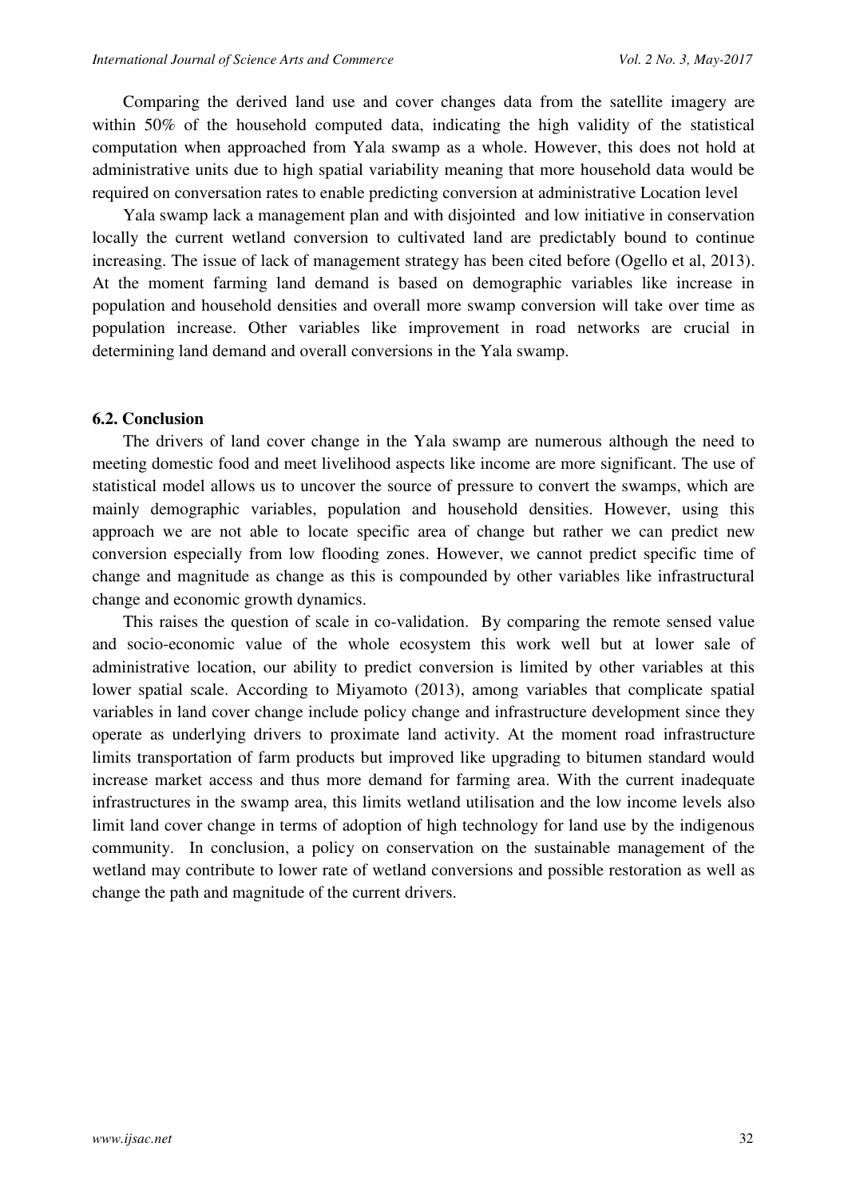Comparing the derived land use and cover changes data from the satellite imagery are within 50% of the household computed data, indicating the high validity of the statistical computation when approached from Yala swamp as a whole. However, this does not hold at administrative units due to high spatial variability meaning that more household data would be required on conversation rates to enable predicting conversion at administrative Location level

Yala swamp lack a management plan and with disjointed and low initiative in conservation locally the current wetland conversion to cultivated land are predictably bound to continue increasing. The issue of lack of management strategy has been cited before (Ogello et al, 2013). At the moment farming land demand is based on demographic variables like increase in population and household densities and overall more swamp conversion will take over time as population increase. Other variables like improvement in road networks are crucial in determining land demand and overall conversions in the Yala swamp.

### 6.2. Conclusion

The drivers of land cover change in the Yala swamp are numerous although the need to meeting domestic food and meet livelihood aspects like income are more significant. The use of statistical model allows us to uncover the source of pressure to convert the swamps, which are mainly demographic variables, population and household densities. However, using this approach we are not able to locate specific area of change but rather we can predict new conversion especially from low flooding zones. However, we cannot predict specific time of change and magnitude as change as this is compounded by other variables like infrastructural change and economic growth dynamics.

This raises the question of scale in co-validation. By comparing the remote sensed value and socio-economic value of the whole ecosystem this work well but at lower sale of administrative location, our ability to predict conversion is limited by other variables at this lower spatial scale. According to Miyamoto (2013), among variables that complicate spatial variables in land cover change include policy change and infrastructure development since they operate as underlying drivers to proximate land activity. At the moment road infrastructure limits transportation of farm products but improved like upgrading to bitumen standard would increase market access and thus more demand for farming area. With the current inadequate infrastructures in the swamp area, this limits wetland utilisation and the low income levels also limit land cover change in terms of adoption of high technology for land use by the indigenous community. In conclusion, a policy on conservation on the sustainable management of the wetland may contribute to lower rate of wetland conversions and possible restoration as well as change the path and magnitude of the current drivers.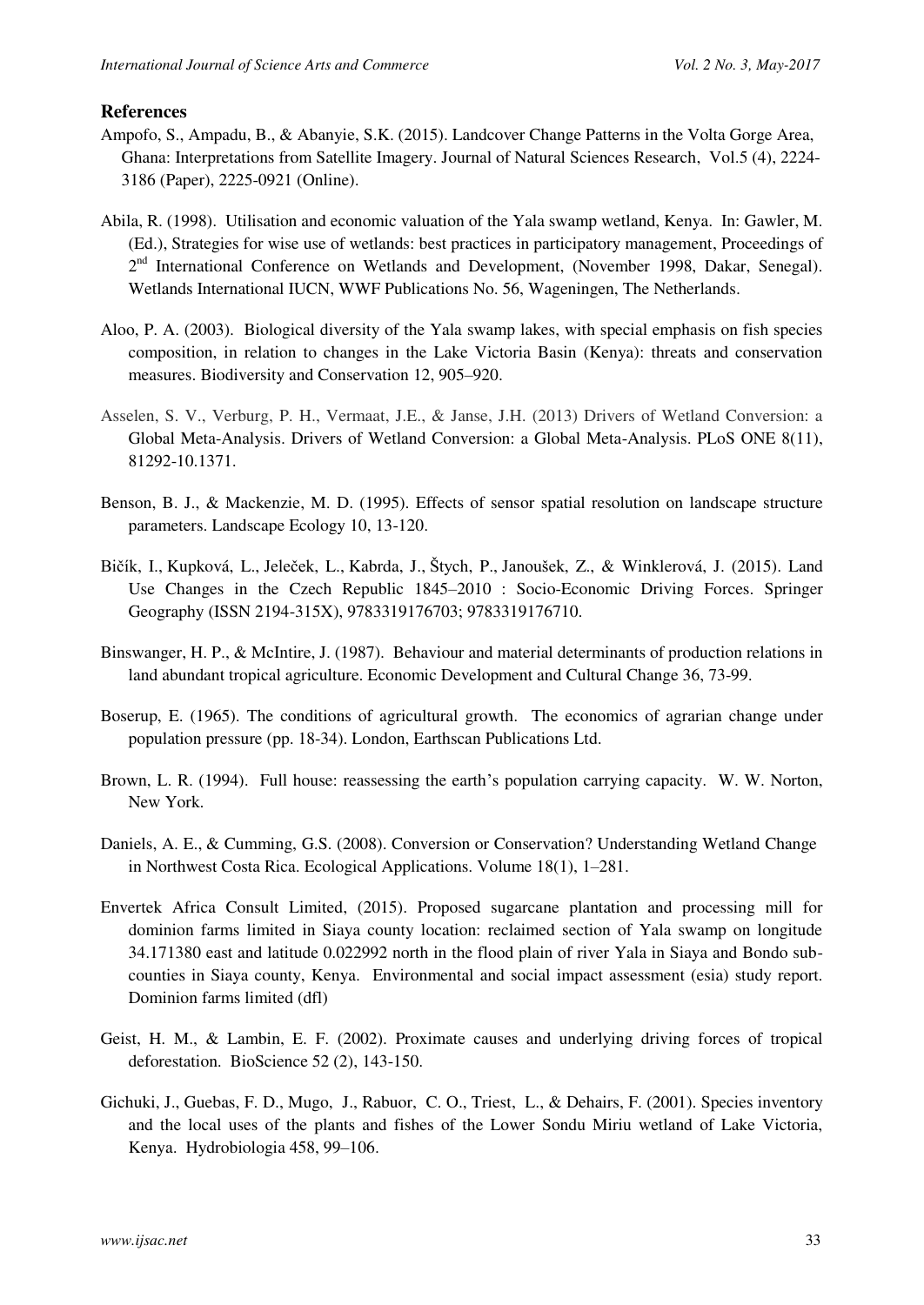## References

Ampofo, S., Ampadu, B., & Abanyie, S.K. (2015). Landcover Change Patterns in the Volta Gorge Area, Ghana: Interpretations from Satellite Imagery. Journal of Natural Sciences Research, Vol.5 (4), 2224-3186 (Paper), 2225-0921 (Online).

Abila, R. (1998). Utilisation and economic valuation of the Yala swamp wetland, Kenya. In: Gawler, M. (Ed.), Strategies for wise use of wetlands: best practices in participatory management, Proceedings of 2nd International Conference on Wetlands and Development, (November 1998, Dakar, Senegal). Wetlands International IUCN, WWF Publications No. 56, Wageningen, The Netherlands.

Aloo, P. A. (2003). Biological diversity of the Yala swamp lakes, with special emphasis on fish species composition, in relation to changes in the Lake Victoria Basin (Kenya): threats and conservation measures. Biodiversity and Conservation 12, 905–920.

Asselen, S. V., Verburg, P. H., Vermaat, J.E., & Janse, J.H. (2013) Drivers of Wetland Conversion: a Global Meta-Analysis. Drivers of Wetland Conversion: a Global Meta-Analysis. PLoS ONE 8(11), 81292-10.1371.

Benson, B. J., & Mackenzie, M. D. (1995). Effects of sensor spatial resolution on landscape structure parameters. Landscape Ecology 10, 13-120.

Bičík, I., Kupková, L., Jeleček, L., Kabrda, J., Štych, P., Janoušek, Z., & Winklerová, J. (2015). Land Use Changes in the Czech Republic 1845–2010 : Socio-Economic Driving Forces. Springer Geography (ISSN 2194-315X), 9783319176703; 9783319176710.

Binswanger, H. P., & McIntire, J. (1987). Behaviour and material determinants of production relations in land abundant tropical agriculture. Economic Development and Cultural Change 36, 73-99.

Boserup, E. (1965). The conditions of agricultural growth. The economics of agrarian change under population pressure (pp. 18-34). London, Earthscan Publications Ltd.

Brown, L. R. (1994). Full house: reassessing the earth's population carrying capacity. W. W. Norton, New York.

Daniels, A. E., & Cumming, G.S. (2008). Conversion or Conservation? Understanding Wetland Change in Northwest Costa Rica. Ecological Applications. Volume 18(1), 1–281.

Envertek Africa Consult Limited, (2015). Proposed sugarcane plantation and processing mill for dominion farms limited in Siaya county location: reclaimed section of Yala swamp on longitude 34.171380 east and latitude 0.022992 north in the flood plain of river Yala in Siaya and Bondo sub-counties in Siaya county, Kenya. Environmental and social impact assessment (esia) study report. Dominion farms limited (dfl)

Geist, H. M., & Lambin, E. F. (2002). Proximate causes and underlying driving forces of tropical deforestation. BioScience 52 (2), 143-150.

Gichuki, J., Guebas, F. D., Mugo, J., Rabuor, C. O., Triest, L., & Dehairs, F. (2001). Species inventory and the local uses of the plants and fishes of the Lower Sondu Miriu wetland of Lake Victoria, Kenya. Hydrobiologia 458, 99–106.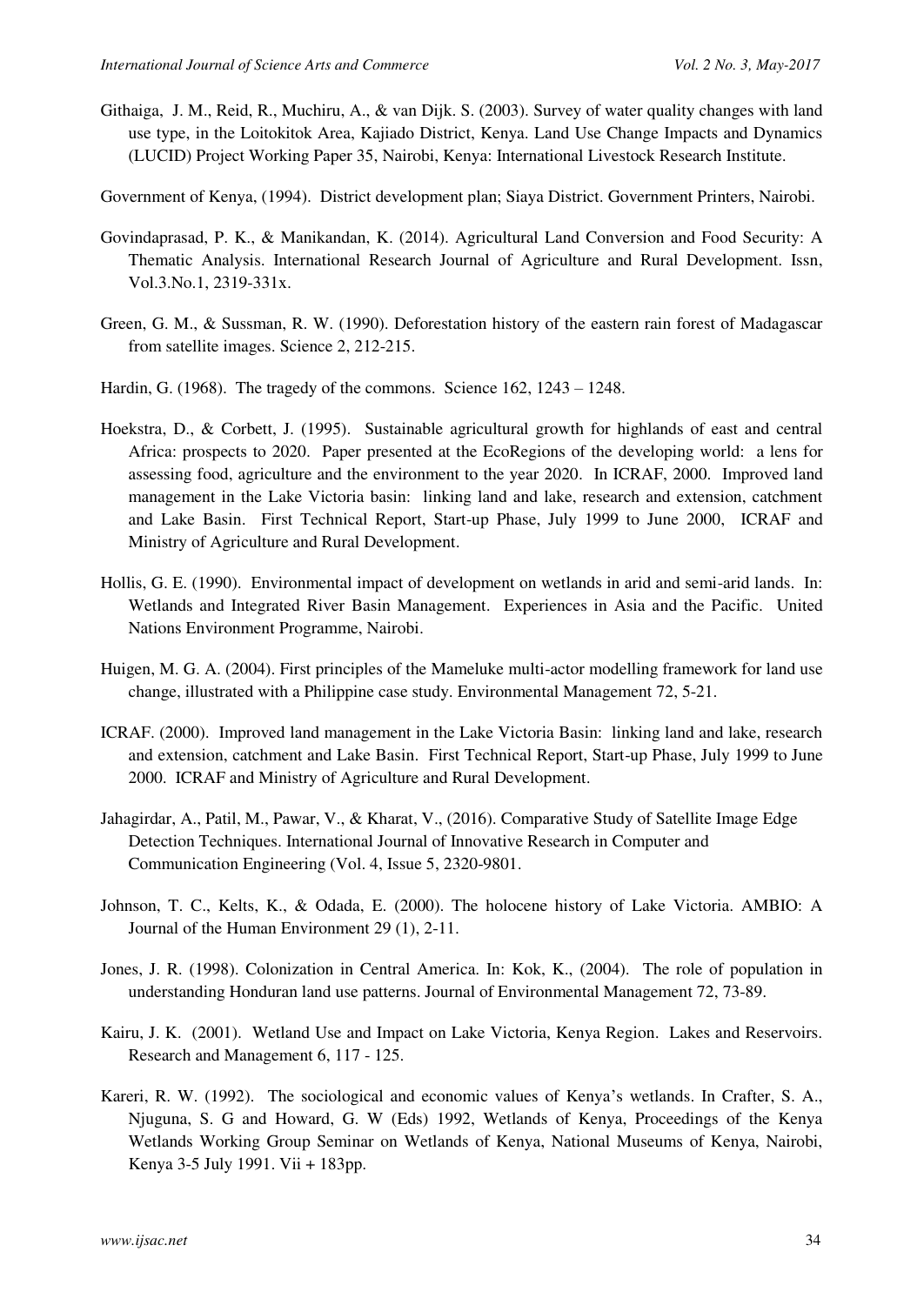Githaiga, J. M., Reid, R., Muchiru, A., & van Dijk. S. (2003). Survey of water quality changes with land use type, in the Loitokitok Area, Kajiado District, Kenya. Land Use Change Impacts and Dynamics (LUCID) Project Working Paper 35, Nairobi, Kenya: International Livestock Research Institute.

Government of Kenya, (1994). District development plan; Siaya District. Government Printers, Nairobi.

Govindaprasad, P. K., & Manikandan, K. (2014). Agricultural Land Conversion and Food Security: A Thematic Analysis. International Research Journal of Agriculture and Rural Development. Issn, Vol.3.No.1, 2319-331x.

Green, G. M., & Sussman, R. W. (1990). Deforestation history of the eastern rain forest of Madagascar from satellite images. Science 2, 212-215.

Hardin, G. (1968). The tragedy of the commons. Science 162, 1243 – 1248.

Hoekstra, D., & Corbett, J. (1995). Sustainable agricultural growth for highlands of east and central Africa: prospects to 2020. Paper presented at the EcoRegions of the developing world: a lens for assessing food, agriculture and the environment to the year 2020. In ICRAF, 2000. Improved land management in the Lake Victoria basin: linking land and lake, research and extension, catchment and Lake Basin. First Technical Report, Start-up Phase, July 1999 to June 2000, ICRAF and Ministry of Agriculture and Rural Development.

Hollis, G. E. (1990). Environmental impact of development on wetlands in arid and semi-arid lands. In: Wetlands and Integrated River Basin Management. Experiences in Asia and the Pacific. United Nations Environment Programme, Nairobi.

Huigen, M. G. A. (2004). First principles of the Mameluke multi-actor modelling framework for land use change, illustrated with a Philippine case study. Environmental Management 72, 5-21.

ICRAF. (2000). Improved land management in the Lake Victoria Basin: linking land and lake, research and extension, catchment and Lake Basin. First Technical Report, Start-up Phase, July 1999 to June 2000. ICRAF and Ministry of Agriculture and Rural Development.

Jahagirdar, A., Patil, M., Pawar, V., & Kharat, V., (2016). Comparative Study of Satellite Image Edge Detection Techniques. International Journal of Innovative Research in Computer and Communication Engineering (Vol. 4, Issue 5, 2320-9801.

Johnson, T. C., Kelts, K., & Odada, E. (2000). The holocene history of Lake Victoria. AMBIO: A Journal of the Human Environment 29 (1), 2-11.

Jones, J. R. (1998). Colonization in Central America. In: Kok, K., (2004). The role of population in understanding Honduran land use patterns. Journal of Environmental Management 72, 73-89.

Kairu, J. K. (2001). Wetland Use and Impact on Lake Victoria, Kenya Region. Lakes and Reservoirs. Research and Management 6, 117 - 125.

Kareri, R. W. (1992). The sociological and economic values of Kenya's wetlands. In Crafter, S. A., Njuguna, S. G and Howard, G. W (Eds) 1992, Wetlands of Kenya, Proceedings of the Kenya Wetlands Working Group Seminar on Wetlands of Kenya, National Museums of Kenya, Nairobi, Kenya 3-5 July 1991. Vii + 183pp.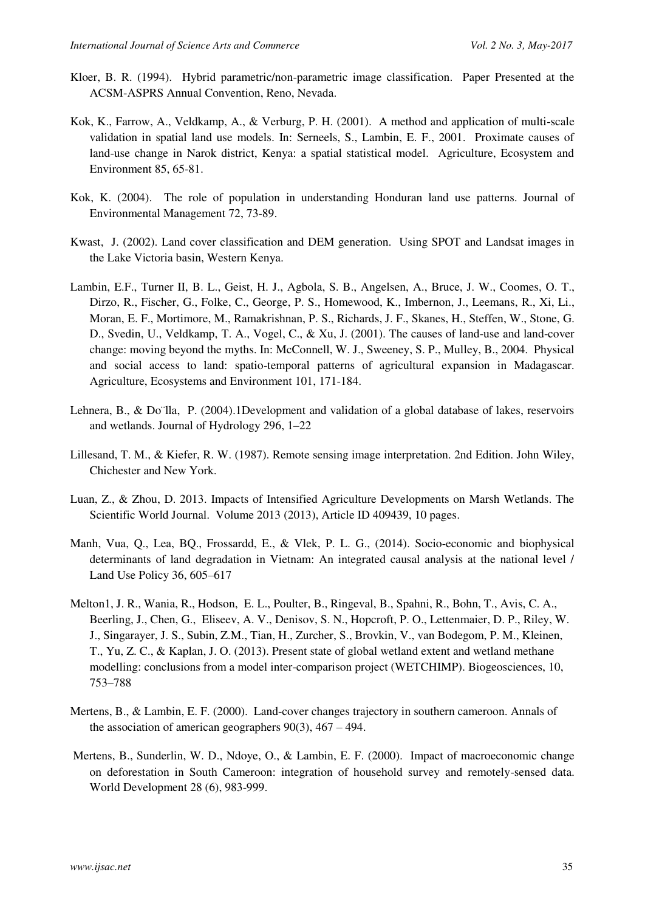Kloer, B. R. (1994). Hybrid parametric/non-parametric image classification. Paper Presented at the ACSM-ASPRS Annual Convention, Reno, Nevada.

Kok, K., Farrow, A., Veldkamp, A., & Verburg, P. H. (2001). A method and application of multi-scale validation in spatial land use models. In: Serneels, S., Lambin, E. F., 2001. Proximate causes of land-use change in Narok district, Kenya: a spatial statistical model. Agriculture, Ecosystem and Environment 85, 65-81.

Kok, K. (2004). The role of population in understanding Honduran land use patterns. Journal of Environmental Management 72, 73-89.

Kwast, J. (2002). Land cover classification and DEM generation. Using SPOT and Landsat images in the Lake Victoria basin, Western Kenya.

Lambin, E.F., Turner II, B. L., Geist, H. J., Agbola, S. B., Angelsen, A., Bruce, J. W., Coomes, O. T., Dirzo, R., Fischer, G., Folke, C., George, P. S., Homewood, K., Imbernon, J., Leemans, R., Xi, Li., Moran, E. F., Mortimore, M., Ramakrishnan, P. S., Richards, J. F., Skanes, H., Steffen, W., Stone, G. D., Svedin, U., Veldkamp, T. A., Vogel, C., & Xu, J. (2001). The causes of land-use and land-cover change: moving beyond the myths. In: McConnell, W. J., Sweeney, S. P., Mulley, B., 2004. Physical and social access to land: spatio-temporal patterns of agricultural expansion in Madagascar. Agriculture, Ecosystems and Environment 101, 171-184.

Lehnera, B., & Do¨lla, P. (2004).1Development and validation of a global database of lakes, reservoirs and wetlands. Journal of Hydrology 296, 1–22

Lillesand, T. M., & Kiefer, R. W. (1987). Remote sensing image interpretation. 2nd Edition. John Wiley, Chichester and New York.

Luan, Z., & Zhou, D. 2013. Impacts of Intensified Agriculture Developments on Marsh Wetlands. The Scientific World Journal. Volume 2013 (2013), Article ID 409439, 10 pages.

Manh, Vua, Q., Lea, BQ., Frossardd, E., & Vlek, P. L. G., (2014). Socio-economic and biophysical determinants of land degradation in Vietnam: An integrated causal analysis at the national level / Land Use Policy 36, 605–617

Melton1, J. R., Wania, R., Hodson, E. L., Poulter, B., Ringeval, B., Spahni, R., Bohn, T., Avis, C. A., Beerling, J., Chen, G., Eliseev, A. V., Denisov, S. N., Hopcroft, P. O., Lettenmaier, D. P., Riley, W. J., Singarayer, J. S., Subin, Z.M., Tian, H., Zurcher, S., Brovkin, V., van Bodegom, P. M., Kleinen, T., Yu, Z. C., & Kaplan, J. O. (2013). Present state of global wetland extent and wetland methane modelling: conclusions from a model inter-comparison project (WETCHIMP). Biogeosciences, 10, 753–788

Mertens, B., & Lambin, E. F. (2000). Land-cover changes trajectory in southern cameroon. Annals of the association of american geographers 90(3), 467 – 494.

Mertens, B., Sunderlin, W. D., Ndoye, O., & Lambin, E. F. (2000). Impact of macroeconomic change on deforestation in South Cameroon: integration of household survey and remotely-sensed data. World Development 28 (6), 983-999.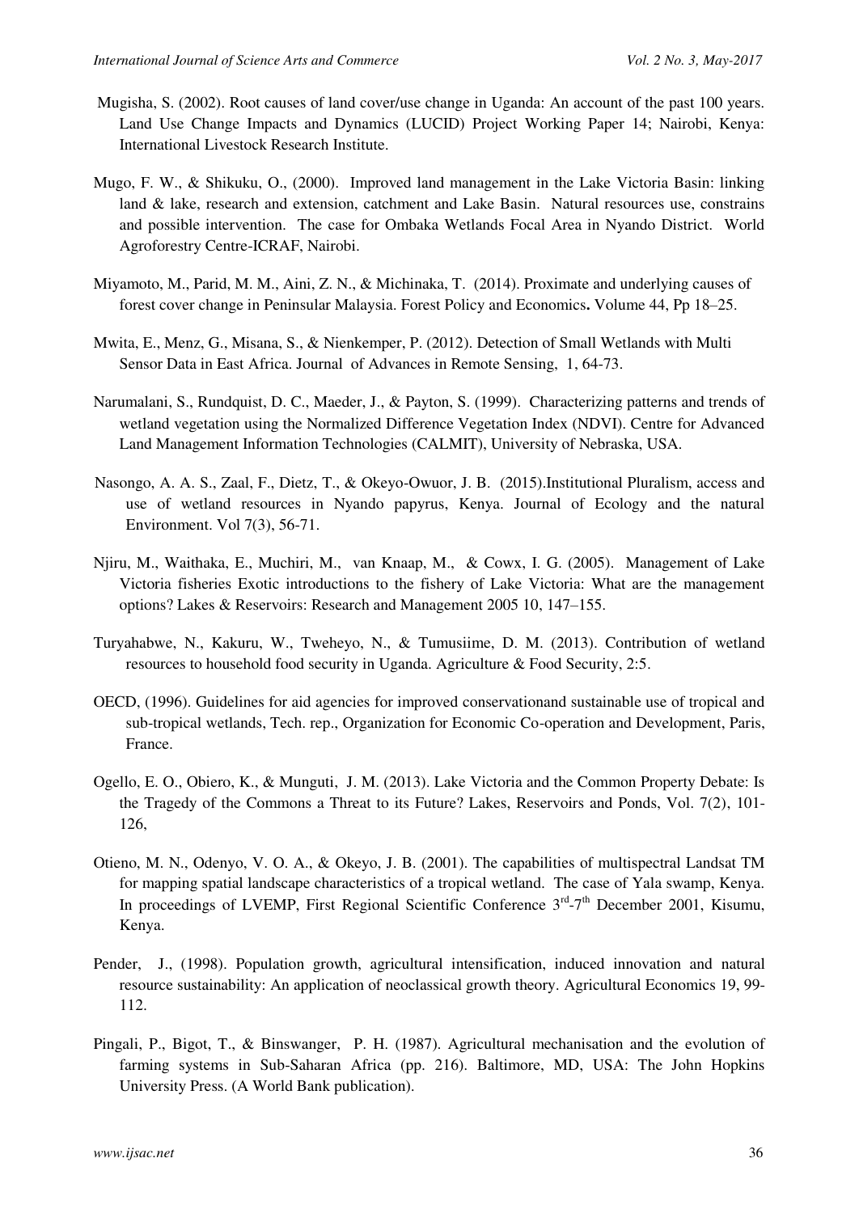Mugisha, S. (2002). Root causes of land cover/use change in Uganda: An account of the past 100 years. Land Use Change Impacts and Dynamics (LUCID) Project Working Paper 14; Nairobi, Kenya: International Livestock Research Institute.

Mugo, F. W., & Shikuku, O., (2000). Improved land management in the Lake Victoria Basin: linking land & lake, research and extension, catchment and Lake Basin. Natural resources use, constrains and possible intervention. The case for Ombaka Wetlands Focal Area in Nyando District. World Agroforestry Centre-ICRAF, Nairobi.

Miyamoto, M., Parid, M. M., Aini, Z. N., & Michinaka, T. (2014). Proximate and underlying causes of forest cover change in Peninsular Malaysia. Forest Policy and Economics**.** Volume 44, Pp 18–25.

Mwita, E., Menz, G., Misana, S., & Nienkemper, P. (2012). Detection of Small Wetlands with Multi Sensor Data in East Africa. Journal of Advances in Remote Sensing, 1, 64-73.

Narumalani, S., Rundquist, D. C., Maeder, J., & Payton, S. (1999). Characterizing patterns and trends of wetland vegetation using the Normalized Difference Vegetation Index (NDVI). Centre for Advanced Land Management Information Technologies (CALMIT), University of Nebraska, USA.

Nasongo, A. A. S., Zaal, F., Dietz, T., & Okeyo-Owuor, J. B. (2015).Institutional Pluralism, access and use of wetland resources in Nyando papyrus, Kenya. Journal of Ecology and the natural Environment. Vol 7(3), 56-71.

Njiru, M., Waithaka, E., Muchiri, M., van Knaap, M., & Cowx, I. G. (2005). Management of Lake Victoria fisheries Exotic introductions to the fishery of Lake Victoria: What are the management options? Lakes & Reservoirs: Research and Management 2005 10, 147–155.

Turyahabwe, N., Kakuru, W., Tweheyo, N., & Tumusiime, D. M. (2013). Contribution of wetland resources to household food security in Uganda. Agriculture & Food Security, 2:5.

OECD, (1996). Guidelines for aid agencies for improved conservationand sustainable use of tropical and sub-tropical wetlands, Tech. rep., Organization for Economic Co-operation and Development, Paris, France.

Ogello, E. O., Obiero, K., & Munguti, J. M. (2013). Lake Victoria and the Common Property Debate: Is the Tragedy of the Commons a Threat to its Future? Lakes, Reservoirs and Ponds, Vol. 7(2), 101-126,

Otieno, M. N., Odenyo, V. O. A., & Okeyo, J. B. (2001). The capabilities of multispectral Landsat TM for mapping spatial landscape characteristics of a tropical wetland. The case of Yala swamp, Kenya. In proceedings of LVEMP, First Regional Scientific Conference 3rd-7th December 2001, Kisumu, Kenya.

Pender, J., (1998). Population growth, agricultural intensification, induced innovation and natural resource sustainability: An application of neoclassical growth theory. Agricultural Economics 19, 99-112.

Pingali, P., Bigot, T., & Binswanger, P. H. (1987). Agricultural mechanisation and the evolution of farming systems in Sub-Saharan Africa (pp. 216). Baltimore, MD, USA: The John Hopkins University Press. (A World Bank publication).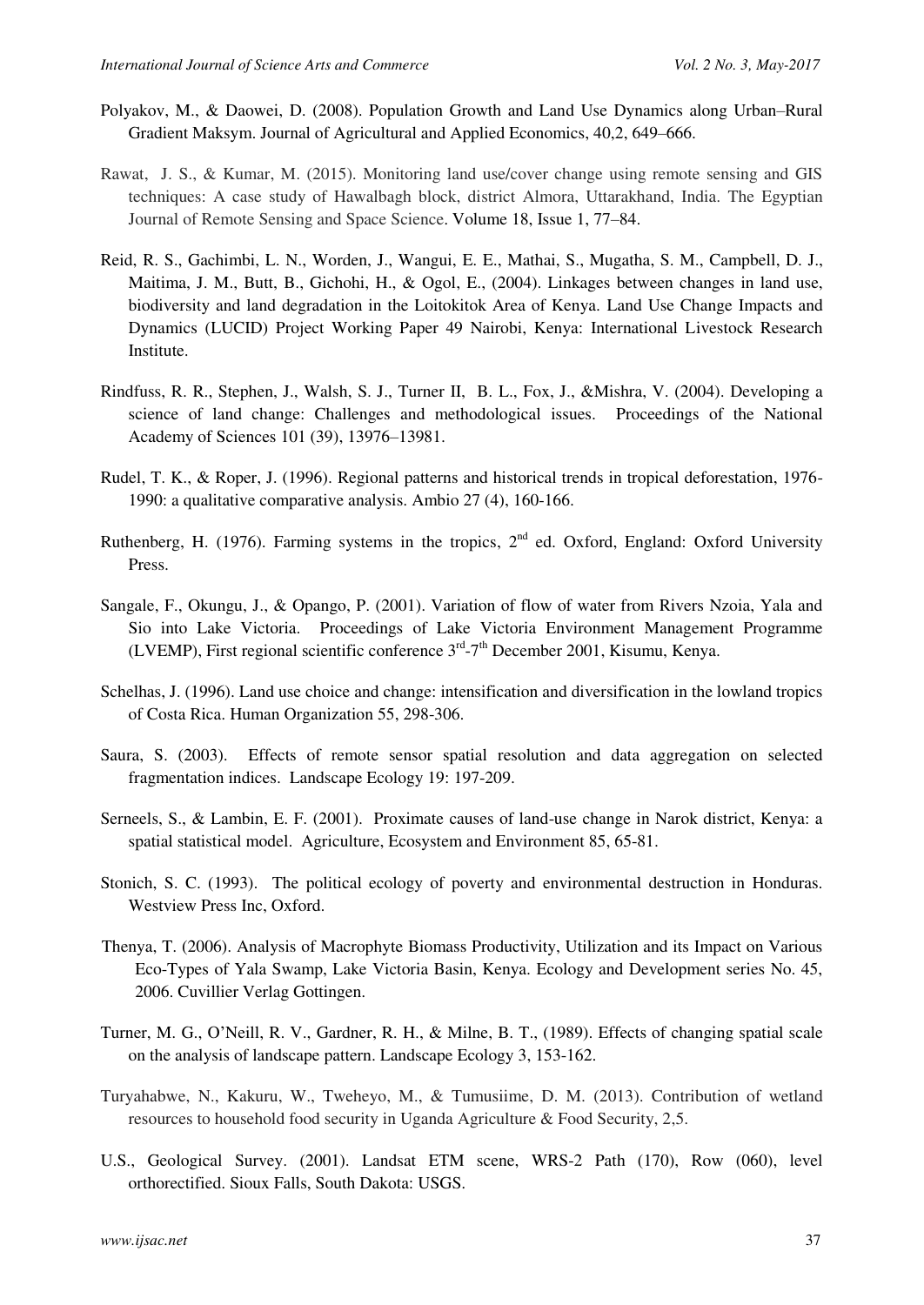Polyakov, M., & Daowei, D. (2008). Population Growth and Land Use Dynamics along Urban–Rural Gradient Maksym. Journal of Agricultural and Applied Economics, 40,2, 649–666.

Rawat, J. S., & Kumar, M. (2015). Monitoring land use/cover change using remote sensing and GIS techniques: A case study of Hawalbagh block, district Almora, Uttarakhand, India. The Egyptian Journal of Remote Sensing and Space Science. Volume 18, Issue 1, 77–84.

Reid, R. S., Gachimbi, L. N., Worden, J., Wangui, E. E., Mathai, S., Mugatha, S. M., Campbell, D. J., Maitima, J. M., Butt, B., Gichohi, H., & Ogol, E., (2004). Linkages between changes in land use, biodiversity and land degradation in the Loitokitok Area of Kenya. Land Use Change Impacts and Dynamics (LUCID) Project Working Paper 49 Nairobi, Kenya: International Livestock Research Institute.

Rindfuss, R. R., Stephen, J., Walsh, S. J., Turner II, B. L., Fox, J., &Mishra, V. (2004). Developing a science of land change: Challenges and methodological issues. Proceedings of the National Academy of Sciences 101 (39), 13976–13981.

Rudel, T. K., & Roper, J. (1996). Regional patterns and historical trends in tropical deforestation, 1976-1990: a qualitative comparative analysis. Ambio 27 (4), 160-166.

Ruthenberg, H. (1976). Farming systems in the tropics, 2nd ed. Oxford, England: Oxford University Press.

Sangale, F., Okungu, J., & Opango, P. (2001). Variation of flow of water from Rivers Nzoia, Yala and Sio into Lake Victoria. Proceedings of Lake Victoria Environment Management Programme (LVEMP), First regional scientific conference 3rd-7th December 2001, Kisumu, Kenya.

Schelhas, J. (1996). Land use choice and change: intensification and diversification in the lowland tropics of Costa Rica. Human Organization 55, 298-306.

Saura, S. (2003). Effects of remote sensor spatial resolution and data aggregation on selected fragmentation indices. Landscape Ecology 19: 197-209.

Serneels, S., & Lambin, E. F. (2001). Proximate causes of land-use change in Narok district, Kenya: a spatial statistical model. Agriculture, Ecosystem and Environment 85, 65-81.

Stonich, S. C. (1993). The political ecology of poverty and environmental destruction in Honduras. Westview Press Inc, Oxford.

Thenya, T. (2006). Analysis of Macrophyte Biomass Productivity, Utilization and its Impact on Various Eco-Types of Yala Swamp, Lake Victoria Basin, Kenya. Ecology and Development series No. 45, 2006. Cuvillier Verlag Gottingen.

Turner, M. G., O'Neill, R. V., Gardner, R. H., & Milne, B. T., (1989). Effects of changing spatial scale on the analysis of landscape pattern. Landscape Ecology 3, 153-162.

Turyahabwe, N., Kakuru, W., Tweheyo, M., & Tumusiime, D. M. (2013). Contribution of wetland resources to household food security in Uganda Agriculture & Food Security, 2,5.

U.S., Geological Survey. (2001). Landsat ETM scene, WRS-2 Path (170), Row (060), level orthorectified. Sioux Falls, South Dakota: USGS.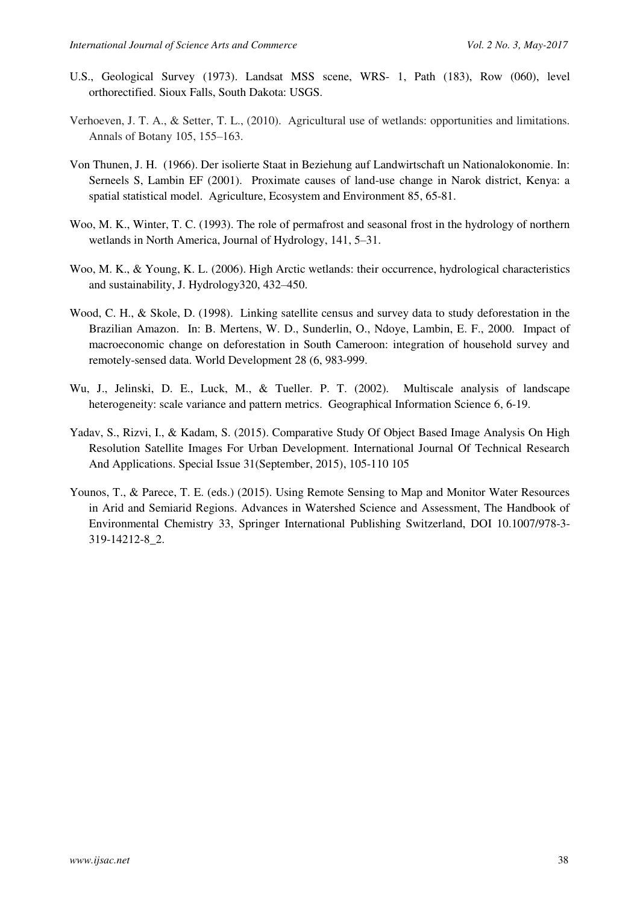U.S., Geological Survey (1973). Landsat MSS scene, WRS- 1, Path (183), Row (060), level orthorectified. Sioux Falls, South Dakota: USGS.

Verhoeven, J. T. A., & Setter, T. L., (2010). Agricultural use of wetlands: opportunities and limitations. Annals of Botany 105, 155–163.

Von Thunen, J. H. (1966). Der isolierte Staat in Beziehung auf Landwirtschaft un Nationalokonomie. In: Serneels S, Lambin EF (2001). Proximate causes of land-use change in Narok district, Kenya: a spatial statistical model. Agriculture, Ecosystem and Environment 85, 65-81.

Woo, M. K., Winter, T. C. (1993). The role of permafrost and seasonal frost in the hydrology of northern wetlands in North America, Journal of Hydrology, 141, 5–31.

Woo, M. K., & Young, K. L. (2006). High Arctic wetlands: their occurrence, hydrological characteristics and sustainability, J. Hydrology320, 432–450.

Wood, C. H., & Skole, D. (1998). Linking satellite census and survey data to study deforestation in the Brazilian Amazon. In: B. Mertens, W. D., Sunderlin, O., Ndoye, Lambin, E. F., 2000. Impact of macroeconomic change on deforestation in South Cameroon: integration of household survey and remotely-sensed data. World Development 28 (6, 983-999.

Wu, J., Jelinski, D. E., Luck, M., & Tueller. P. T. (2002). Multiscale analysis of landscape heterogeneity: scale variance and pattern metrics. Geographical Information Science 6, 6-19.

Yadav, S., Rizvi, I., & Kadam, S. (2015). Comparative Study Of Object Based Image Analysis On High Resolution Satellite Images For Urban Development. International Journal Of Technical Research And Applications. Special Issue 31(September, 2015), 105-110 105

Younos, T., & Parece, T. E. (eds.) (2015). Using Remote Sensing to Map and Monitor Water Resources in Arid and Semiarid Regions. Advances in Watershed Science and Assessment, The Handbook of Environmental Chemistry 33, Springer International Publishing Switzerland, DOI 10.1007/978-3-319-14212-8_2.